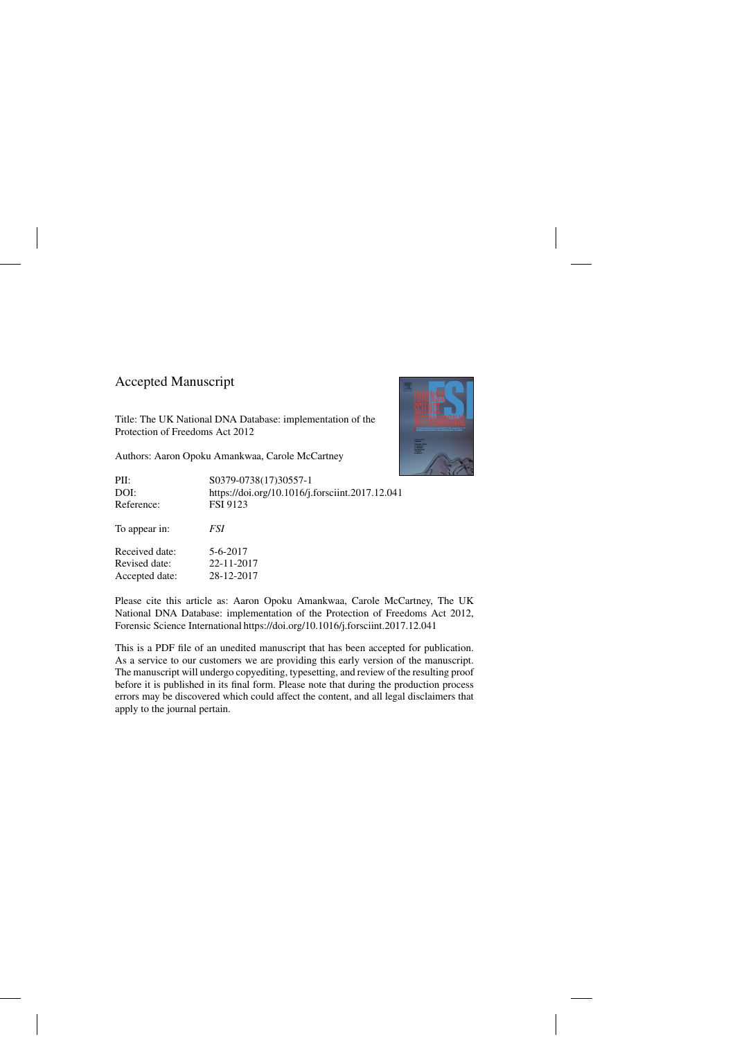Accepted Manuscript

Title: The UK National DNA Database: implementation of the Protection of Freedoms Act 2012

Authors: Aaron Opoku Amankwaa, Carole McCartney

| | |
|---|---|
| PII: | S0379-0738(17)30557-1 |
| DOI: | https://doi.org/10.1016/j.forsciint.2017.12.041 |
| Reference: | FSI 9123 |
| To appear in: | *FSI* |
| Received date: | 5-6-2017 |
| Revised date: | 22-11-2017 |
| Accepted date: | 28-12-2017 |

Please cite this article as: Aaron Opoku Amankwaa, Carole McCartney, The UK National DNA Database: implementation of the Protection of Freedoms Act 2012, Forensic Science International https://doi.org/10.1016/j.forsciint.2017.12.041

This is a PDF file of an unedited manuscript that has been accepted for publication. As a service to our customers we are providing this early version of the manuscript. The manuscript will undergo copyediting, typesetting, and review of the resulting proof before it is published in its final form. Please note that during the production process errors may be discovered which could affect the content, and all legal disclaimers that apply to the journal pertain.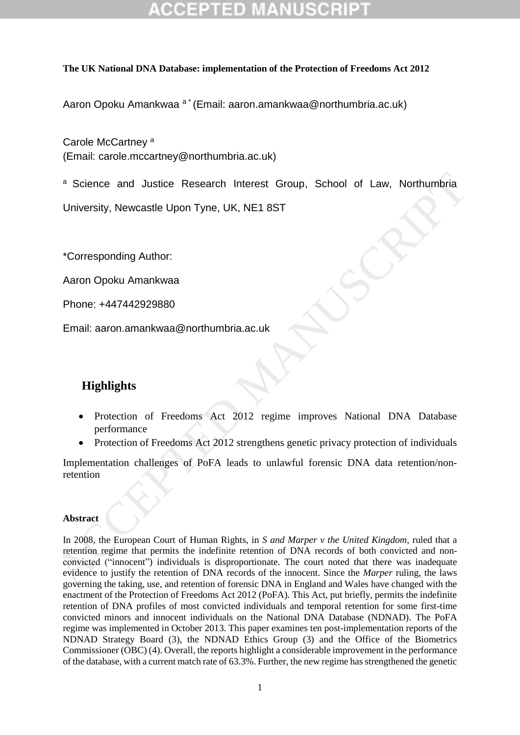**The UK National DNA Database: implementation of the Protection of Freedoms Act 2012**

Aaron Opoku Amankwaa [a*] (Email: aaron.amankwaa@northumbria.ac.uk)

Carole McCartney [a]
(Email: carole.mccartney@northumbria.ac.uk)

[a] Science and Justice Research Interest Group, School of Law, Northumbria University, Newcastle Upon Tyne, UK, NE1 8ST

*Corresponding Author:

Aaron Opoku Amankwaa

Phone: +447442929880

Email: aaron.amankwaa@northumbria.ac.uk

## Highlights

- Protection of Freedoms Act 2012 regime improves National DNA Database performance
- Protection of Freedoms Act 2012 strengthens genetic privacy protection of individuals

Implementation challenges of PoFA leads to unlawful forensic DNA data retention/non-retention

**Abstract**

In 2008, the European Court of Human Rights, in *S and Marper v the United Kingdom*, ruled that a retention regime that permits the indefinite retention of DNA records of both convicted and non-convicted ("innocent") individuals is disproportionate. The court noted that there was inadequate evidence to justify the retention of DNA records of the innocent. Since the *Marper* ruling, the laws governing the taking, use, and retention of forensic DNA in England and Wales have changed with the enactment of the Protection of Freedoms Act 2012 (PoFA). This Act, put briefly, permits the indefinite retention of DNA profiles of most convicted individuals and temporal retention for some first-time convicted minors and innocent individuals on the National DNA Database (NDNAD). The PoFA regime was implemented in October 2013. This paper examines ten post-implementation reports of the NDNAD Strategy Board (3), the NDNAD Ethics Group (3) and the Office of the Biometrics Commissioner (OBC) (4). Overall, the reports highlight a considerable improvement in the performance of the database, with a current match rate of 63.3%. Further, the new regime has strengthened the genetic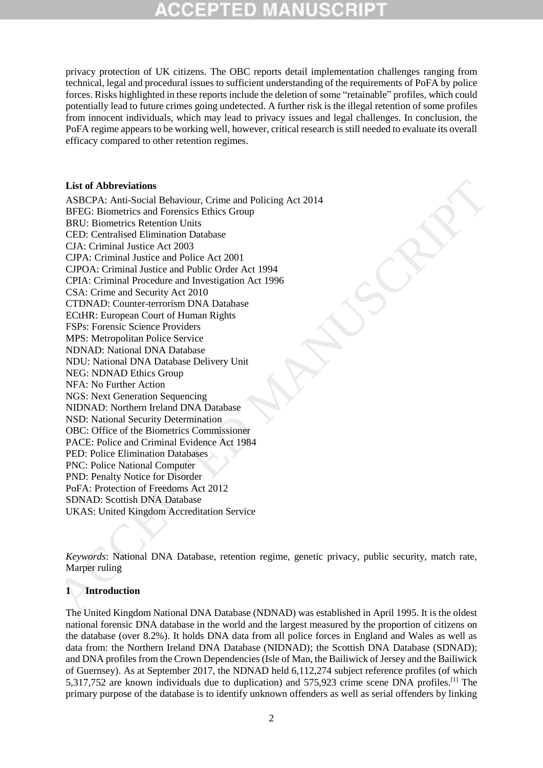privacy protection of UK citizens. The OBC reports detail implementation challenges ranging from technical, legal and procedural issues to sufficient understanding of the requirements of PoFA by police forces. Risks highlighted in these reports include the deletion of some "retainable" profiles, which could potentially lead to future crimes going undetected. A further risk is the illegal retention of some profiles from innocent individuals, which may lead to privacy issues and legal challenges. In conclusion, the PoFA regime appears to be working well, however, critical research is still needed to evaluate its overall efficacy compared to other retention regimes.

**List of Abbreviations**

ASBCPA: Anti-Social Behaviour, Crime and Policing Act 2014
BFEG: Biometrics and Forensics Ethics Group
BRU: Biometrics Retention Units
CED: Centralised Elimination Database
CJA: Criminal Justice Act 2003
CJPA: Criminal Justice and Police Act 2001
CJPOA: Criminal Justice and Public Order Act 1994
CPIA: Criminal Procedure and Investigation Act 1996
CSA: Crime and Security Act 2010
CTDNAD: Counter-terrorism DNA Database
ECtHR: European Court of Human Rights
FSPs: Forensic Science Providers
MPS: Metropolitan Police Service
NDNAD: National DNA Database
NDU: National DNA Database Delivery Unit
NEG: NDNAD Ethics Group
NFA: No Further Action
NGS: Next Generation Sequencing
NIDNAD: Northern Ireland DNA Database
NSD: National Security Determination
OBC: Office of the Biometrics Commissioner
PACE: Police and Criminal Evidence Act 1984
PED: Police Elimination Databases
PNC: Police National Computer
PND: Penalty Notice for Disorder
PoFA: Protection of Freedoms Act 2012
SDNAD: Scottish DNA Database
UKAS: United Kingdom Accreditation Service

*Keywords*: National DNA Database, retention regime, genetic privacy, public security, match rate, Marper ruling

## 1 Introduction

The United Kingdom National DNA Database (NDNAD) was established in April 1995. It is the oldest national forensic DNA database in the world and the largest measured by the proportion of citizens on the database (over 8.2%). It holds DNA data from all police forces in England and Wales as well as data from: the Northern Ireland DNA Database (NIDNAD); the Scottish DNA Database (SDNAD); and DNA profiles from the Crown Dependencies (Isle of Man, the Bailiwick of Jersey and the Bailiwick of Guernsey). As at September 2017, the NDNAD held 6,112,274 subject reference profiles (of which 5,317,752 are known individuals due to duplication) and 575,923 crime scene DNA profiles.[1] The primary purpose of the database is to identify unknown offenders as well as serial offenders by linking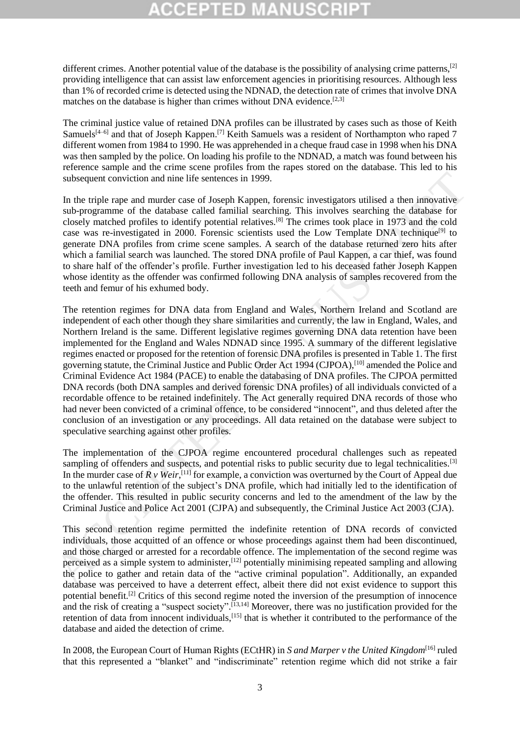different crimes. Another potential value of the database is the possibility of analysing crime patterns,[2] providing intelligence that can assist law enforcement agencies in prioritising resources. Although less than 1% of recorded crime is detected using the NDNAD, the detection rate of crimes that involve DNA matches on the database is higher than crimes without DNA evidence.[2,3]

The criminal justice value of retained DNA profiles can be illustrated by cases such as those of Keith Samuels[4–6] and that of Joseph Kappen.[7] Keith Samuels was a resident of Northampton who raped 7 different women from 1984 to 1990. He was apprehended in a cheque fraud case in 1998 when his DNA was then sampled by the police. On loading his profile to the NDNAD, a match was found between his reference sample and the crime scene profiles from the rapes stored on the database. This led to his subsequent conviction and nine life sentences in 1999.

In the triple rape and murder case of Joseph Kappen, forensic investigators utilised a then innovative sub-programme of the database called familial searching. This involves searching the database for closely matched profiles to identify potential relatives.[8] The crimes took place in 1973 and the cold case was re-investigated in 2000. Forensic scientists used the Low Template DNA technique[9] to generate DNA profiles from crime scene samples. A search of the database returned zero hits after which a familial search was launched. The stored DNA profile of Paul Kappen, a car thief, was found to share half of the offender's profile. Further investigation led to his deceased father Joseph Kappen whose identity as the offender was confirmed following DNA analysis of samples recovered from the teeth and femur of his exhumed body.

The retention regimes for DNA data from England and Wales, Northern Ireland and Scotland are independent of each other though they share similarities and currently, the law in England, Wales, and Northern Ireland is the same. Different legislative regimes governing DNA data retention have been implemented for the England and Wales NDNAD since 1995. A summary of the different legislative regimes enacted or proposed for the retention of forensic DNA profiles is presented in Table 1. The first governing statute, the Criminal Justice and Public Order Act 1994 (CJPOA),[10] amended the Police and Criminal Evidence Act 1984 (PACE) to enable the databasing of DNA profiles. The CJPOA permitted DNA records (both DNA samples and derived forensic DNA profiles) of all individuals convicted of a recordable offence to be retained indefinitely. The Act generally required DNA records of those who had never been convicted of a criminal offence, to be considered "innocent", and thus deleted after the conclusion of an investigation or any proceedings. All data retained on the database were subject to speculative searching against other profiles.

The implementation of the CJPOA regime encountered procedural challenges such as repeated sampling of offenders and suspects, and potential risks to public security due to legal technicalities.[3] In the murder case of *R v Weir*,[11] for example, a conviction was overturned by the Court of Appeal due to the unlawful retention of the subject's DNA profile, which had initially led to the identification of the offender. This resulted in public security concerns and led to the amendment of the law by the Criminal Justice and Police Act 2001 (CJPA) and subsequently, the Criminal Justice Act 2003 (CJA).

This second retention regime permitted the indefinite retention of DNA records of convicted individuals, those acquitted of an offence or whose proceedings against them had been discontinued, and those charged or arrested for a recordable offence. The implementation of the second regime was perceived as a simple system to administer,[12] potentially minimising repeated sampling and allowing the police to gather and retain data of the "active criminal population". Additionally, an expanded database was perceived to have a deterrent effect, albeit there did not exist evidence to support this potential benefit.[2] Critics of this second regime noted the inversion of the presumption of innocence and the risk of creating a "suspect society".[13,14] Moreover, there was no justification provided for the retention of data from innocent individuals,[15] that is whether it contributed to the performance of the database and aided the detection of crime.

In 2008, the European Court of Human Rights (ECtHR) in *S and Marper v the United Kingdom*[16] ruled that this represented a "blanket" and "indiscriminate" retention regime which did not strike a fair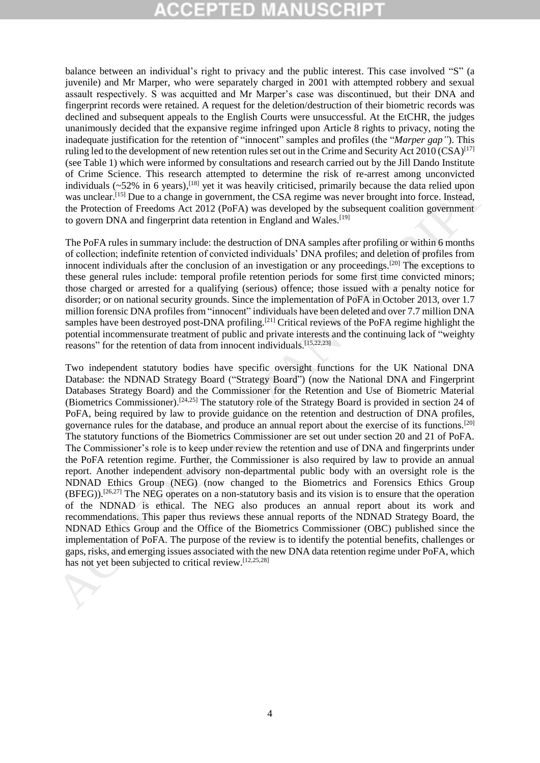balance between an individual's right to privacy and the public interest. This case involved "S" (a juvenile) and Mr Marper, who were separately charged in 2001 with attempted robbery and sexual assault respectively. S was acquitted and Mr Marper's case was discontinued, but their DNA and fingerprint records were retained. A request for the deletion/destruction of their biometric records was declined and subsequent appeals to the English Courts were unsuccessful. At the EtCHR, the judges unanimously decided that the expansive regime infringed upon Article 8 rights to privacy, noting the inadequate justification for the retention of "innocent" samples and profiles (the "*Marper gap"*). This ruling led to the development of new retention rules set out in the Crime and Security Act 2010 (CSA)[17] (see Table 1) which were informed by consultations and research carried out by the Jill Dando Institute of Crime Science. This research attempted to determine the risk of re-arrest among unconvicted individuals (~52% in 6 years),[18] yet it was heavily criticised, primarily because the data relied upon was unclear.[15] Due to a change in government, the CSA regime was never brought into force. Instead, the Protection of Freedoms Act 2012 (PoFA) was developed by the subsequent coalition government to govern DNA and fingerprint data retention in England and Wales.[19]

The PoFA rules in summary include: the destruction of DNA samples after profiling or within 6 months of collection; indefinite retention of convicted individuals' DNA profiles; and deletion of profiles from innocent individuals after the conclusion of an investigation or any proceedings.[20] The exceptions to these general rules include: temporal profile retention periods for some first time convicted minors; those charged or arrested for a qualifying (serious) offence; those issued with a penalty notice for disorder; or on national security grounds. Since the implementation of PoFA in October 2013, over 1.7 million forensic DNA profiles from "innocent" individuals have been deleted and over 7.7 million DNA samples have been destroyed post-DNA profiling.[21] Critical reviews of the PoFA regime highlight the potential incommensurate treatment of public and private interests and the continuing lack of "weighty reasons" for the retention of data from innocent individuals.[15,22,23]

Two independent statutory bodies have specific oversight functions for the UK National DNA Database: the NDNAD Strategy Board ("Strategy Board") (now the National DNA and Fingerprint Databases Strategy Board) and the Commissioner for the Retention and Use of Biometric Material (Biometrics Commissioner).[24,25] The statutory role of the Strategy Board is provided in section 24 of PoFA, being required by law to provide guidance on the retention and destruction of DNA profiles, governance rules for the database, and produce an annual report about the exercise of its functions.[20] The statutory functions of the Biometrics Commissioner are set out under section 20 and 21 of PoFA. The Commissioner's role is to keep under review the retention and use of DNA and fingerprints under the PoFA retention regime. Further, the Commissioner is also required by law to provide an annual report. Another independent advisory non-departmental public body with an oversight role is the NDNAD Ethics Group (NEG) (now changed to the Biometrics and Forensics Ethics Group (BFEG)).[26,27] The NEG operates on a non-statutory basis and its vision is to ensure that the operation of the NDNAD is ethical. The NEG also produces an annual report about its work and recommendations. This paper thus reviews these annual reports of the NDNAD Strategy Board, the NDNAD Ethics Group and the Office of the Biometrics Commissioner (OBC) published since the implementation of PoFA. The purpose of the review is to identify the potential benefits, challenges or gaps, risks, and emerging issues associated with the new DNA data retention regime under PoFA, which has not yet been subjected to critical review.[12,25,28]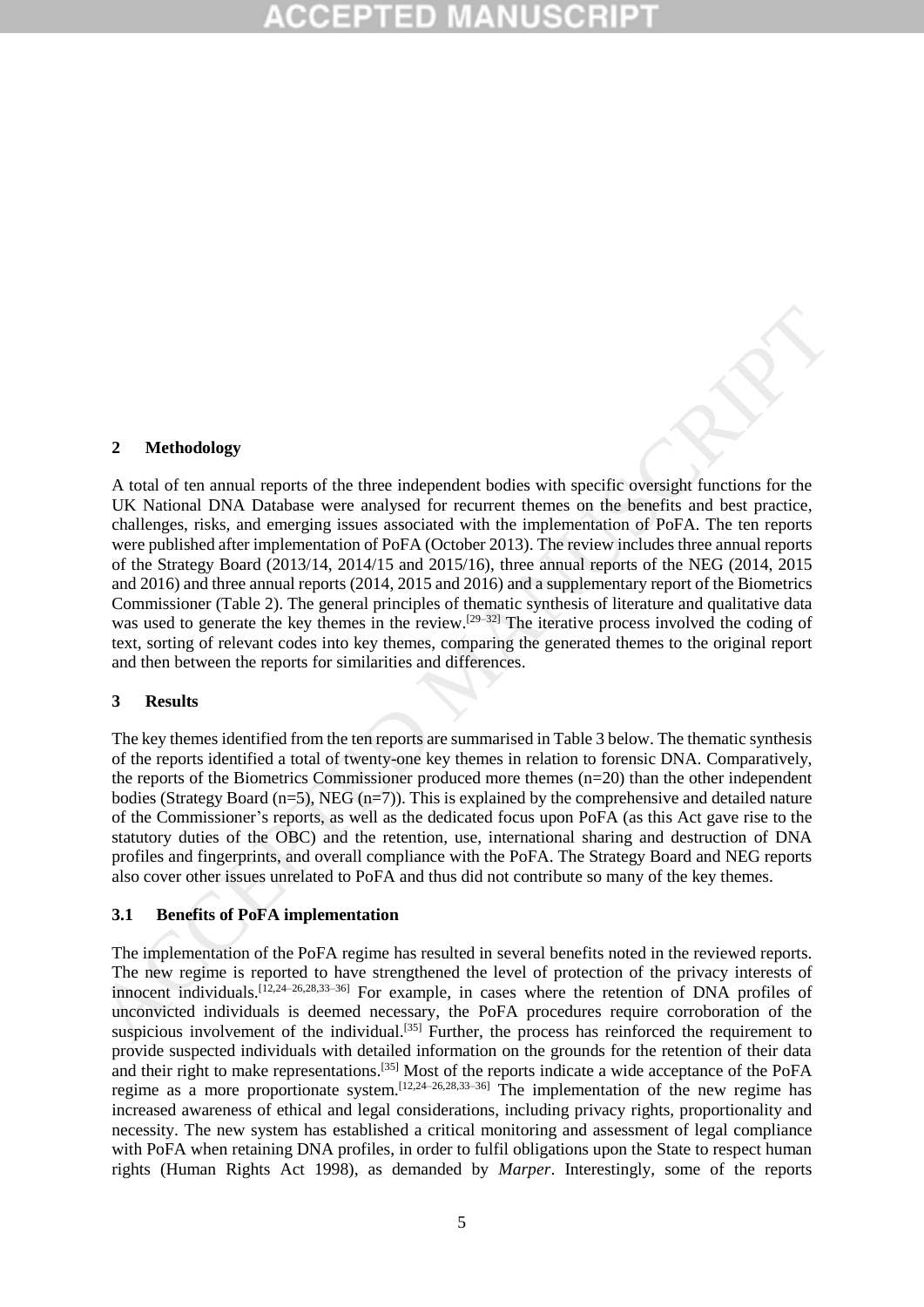## 2 Methodology

A total of ten annual reports of the three independent bodies with specific oversight functions for the UK National DNA Database were analysed for recurrent themes on the benefits and best practice, challenges, risks, and emerging issues associated with the implementation of PoFA. The ten reports were published after implementation of PoFA (October 2013). The review includes three annual reports of the Strategy Board (2013/14, 2014/15 and 2015/16), three annual reports of the NEG (2014, 2015 and 2016) and three annual reports (2014, 2015 and 2016) and a supplementary report of the Biometrics Commissioner (Table 2). The general principles of thematic synthesis of literature and qualitative data was used to generate the key themes in the review.[29–32] The iterative process involved the coding of text, sorting of relevant codes into key themes, comparing the generated themes to the original report and then between the reports for similarities and differences.

## 3 Results

The key themes identified from the ten reports are summarised in Table 3 below. The thematic synthesis of the reports identified a total of twenty-one key themes in relation to forensic DNA. Comparatively, the reports of the Biometrics Commissioner produced more themes (n=20) than the other independent bodies (Strategy Board (n=5), NEG (n=7)). This is explained by the comprehensive and detailed nature of the Commissioner's reports, as well as the dedicated focus upon PoFA (as this Act gave rise to the statutory duties of the OBC) and the retention, use, international sharing and destruction of DNA profiles and fingerprints, and overall compliance with the PoFA. The Strategy Board and NEG reports also cover other issues unrelated to PoFA and thus did not contribute so many of the key themes.

### 3.1 Benefits of PoFA implementation

The implementation of the PoFA regime has resulted in several benefits noted in the reviewed reports. The new regime is reported to have strengthened the level of protection of the privacy interests of innocent individuals.[12,24–26,28,33–36] For example, in cases where the retention of DNA profiles of unconvicted individuals is deemed necessary, the PoFA procedures require corroboration of the suspicious involvement of the individual.[35] Further, the process has reinforced the requirement to provide suspected individuals with detailed information on the grounds for the retention of their data and their right to make representations.[35] Most of the reports indicate a wide acceptance of the PoFA regime as a more proportionate system.[12,24–26,28,33–36] The implementation of the new regime has increased awareness of ethical and legal considerations, including privacy rights, proportionality and necessity. The new system has established a critical monitoring and assessment of legal compliance with PoFA when retaining DNA profiles, in order to fulfil obligations upon the State to respect human rights (Human Rights Act 1998), as demanded by *Marper*. Interestingly, some of the reports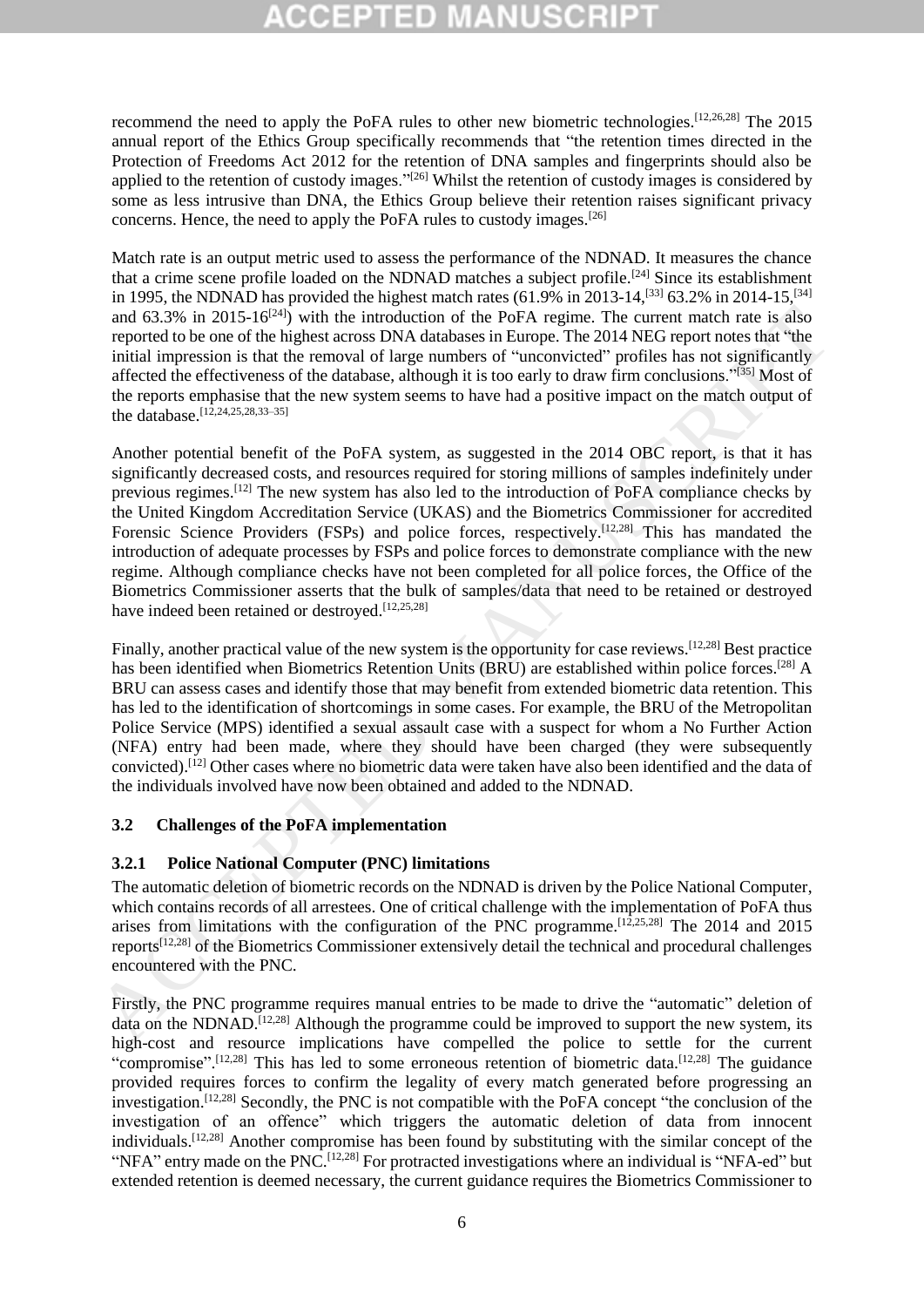recommend the need to apply the PoFA rules to other new biometric technologies.[12,26,28] The 2015 annual report of the Ethics Group specifically recommends that "the retention times directed in the Protection of Freedoms Act 2012 for the retention of DNA samples and fingerprints should also be applied to the retention of custody images."[26] Whilst the retention of custody images is considered by some as less intrusive than DNA, the Ethics Group believe their retention raises significant privacy concerns. Hence, the need to apply the PoFA rules to custody images.[26]

Match rate is an output metric used to assess the performance of the NDNAD. It measures the chance that a crime scene profile loaded on the NDNAD matches a subject profile.[24] Since its establishment in 1995, the NDNAD has provided the highest match rates (61.9% in 2013-14,[33] 63.2% in 2014-15,[34] and 63.3% in 2015-16[24]) with the introduction of the PoFA regime. The current match rate is also reported to be one of the highest across DNA databases in Europe. The 2014 NEG report notes that "the initial impression is that the removal of large numbers of "unconvicted" profiles has not significantly affected the effectiveness of the database, although it is too early to draw firm conclusions."[35] Most of the reports emphasise that the new system seems to have had a positive impact on the match output of the database.[12,24,25,28,33–35]

Another potential benefit of the PoFA system, as suggested in the 2014 OBC report, is that it has significantly decreased costs, and resources required for storing millions of samples indefinitely under previous regimes.[12] The new system has also led to the introduction of PoFA compliance checks by the United Kingdom Accreditation Service (UKAS) and the Biometrics Commissioner for accredited Forensic Science Providers (FSPs) and police forces, respectively.[12,28] This has mandated the introduction of adequate processes by FSPs and police forces to demonstrate compliance with the new regime. Although compliance checks have not been completed for all police forces, the Office of the Biometrics Commissioner asserts that the bulk of samples/data that need to be retained or destroyed have indeed been retained or destroyed.[12,25,28]

Finally, another practical value of the new system is the opportunity for case reviews.[12,28] Best practice has been identified when Biometrics Retention Units (BRU) are established within police forces.[28] A BRU can assess cases and identify those that may benefit from extended biometric data retention. This has led to the identification of shortcomings in some cases. For example, the BRU of the Metropolitan Police Service (MPS) identified a sexual assault case with a suspect for whom a No Further Action (NFA) entry had been made, where they should have been charged (they were subsequently convicted).[12] Other cases where no biometric data were taken have also been identified and the data of the individuals involved have now been obtained and added to the NDNAD.

### 3.2 Challenges of the PoFA implementation

#### 3.2.1 Police National Computer (PNC) limitations

The automatic deletion of biometric records on the NDNAD is driven by the Police National Computer, which contains records of all arrestees. One of critical challenge with the implementation of PoFA thus arises from limitations with the configuration of the PNC programme.[12,25,28] The 2014 and 2015 reports[12,28] of the Biometrics Commissioner extensively detail the technical and procedural challenges encountered with the PNC.

Firstly, the PNC programme requires manual entries to be made to drive the "automatic" deletion of data on the NDNAD.[12,28] Although the programme could be improved to support the new system, its high-cost and resource implications have compelled the police to settle for the current "compromise".[12,28] This has led to some erroneous retention of biometric data.[12,28] The guidance provided requires forces to confirm the legality of every match generated before progressing an investigation.[12,28] Secondly, the PNC is not compatible with the PoFA concept "the conclusion of the investigation of an offence" which triggers the automatic deletion of data from innocent individuals.[12,28] Another compromise has been found by substituting with the similar concept of the "NFA" entry made on the PNC.[12,28] For protracted investigations where an individual is "NFA-ed" but extended retention is deemed necessary, the current guidance requires the Biometrics Commissioner to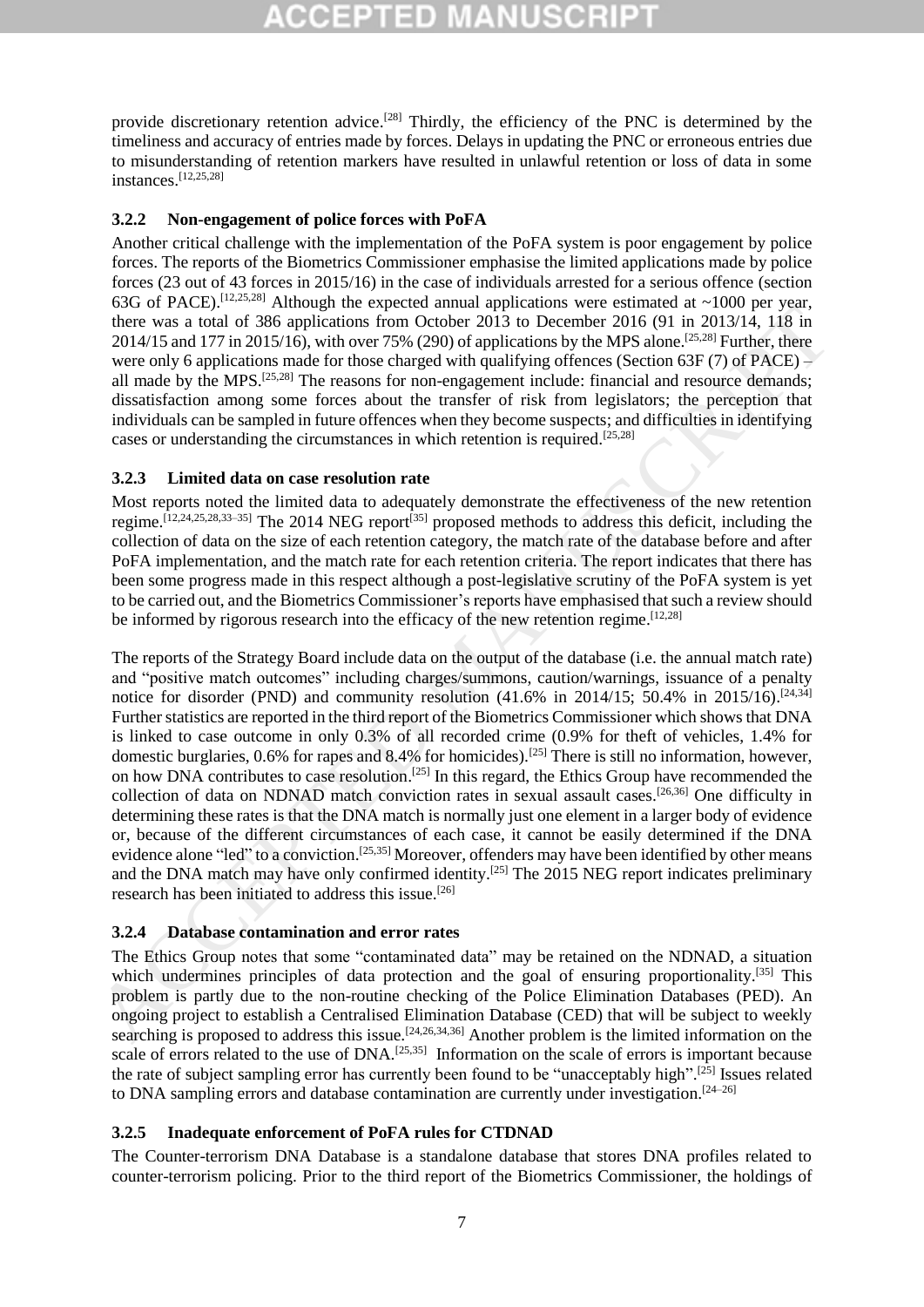provide discretionary retention advice.[28] Thirdly, the efficiency of the PNC is determined by the timeliness and accuracy of entries made by forces. Delays in updating the PNC or erroneous entries due to misunderstanding of retention markers have resulted in unlawful retention or loss of data in some instances.[12,25,28]

#### 3.2.2 Non-engagement of police forces with PoFA

Another critical challenge with the implementation of the PoFA system is poor engagement by police forces. The reports of the Biometrics Commissioner emphasise the limited applications made by police forces (23 out of 43 forces in 2015/16) in the case of individuals arrested for a serious offence (section 63G of PACE).[12,25,28] Although the expected annual applications were estimated at ~1000 per year, there was a total of 386 applications from October 2013 to December 2016 (91 in 2013/14, 118 in 2014/15 and 177 in 2015/16), with over 75% (290) of applications by the MPS alone.[25,28] Further, there were only 6 applications made for those charged with qualifying offences (Section 63F (7) of PACE) – all made by the MPS.[25,28] The reasons for non-engagement include: financial and resource demands; dissatisfaction among some forces about the transfer of risk from legislators; the perception that individuals can be sampled in future offences when they become suspects; and difficulties in identifying cases or understanding the circumstances in which retention is required.[25,28]

#### 3.2.3 Limited data on case resolution rate

Most reports noted the limited data to adequately demonstrate the effectiveness of the new retention regime.[12,24,25,28,33–35] The 2014 NEG report[35] proposed methods to address this deficit, including the collection of data on the size of each retention category, the match rate of the database before and after PoFA implementation, and the match rate for each retention criteria. The report indicates that there has been some progress made in this respect although a post-legislative scrutiny of the PoFA system is yet to be carried out, and the Biometrics Commissioner's reports have emphasised that such a review should be informed by rigorous research into the efficacy of the new retention regime.[12,28]

The reports of the Strategy Board include data on the output of the database (i.e. the annual match rate) and "positive match outcomes" including charges/summons, caution/warnings, issuance of a penalty notice for disorder (PND) and community resolution (41.6% in 2014/15; 50.4% in 2015/16).[24,34] Further statistics are reported in the third report of the Biometrics Commissioner which shows that DNA is linked to case outcome in only 0.3% of all recorded crime (0.9% for theft of vehicles, 1.4% for domestic burglaries, 0.6% for rapes and 8.4% for homicides).[25] There is still no information, however, on how DNA contributes to case resolution.[25] In this regard, the Ethics Group have recommended the collection of data on NDNAD match conviction rates in sexual assault cases.[26,36] One difficulty in determining these rates is that the DNA match is normally just one element in a larger body of evidence or, because of the different circumstances of each case, it cannot be easily determined if the DNA evidence alone "led" to a conviction.[25,35] Moreover, offenders may have been identified by other means and the DNA match may have only confirmed identity.[25] The 2015 NEG report indicates preliminary research has been initiated to address this issue.[26]

#### 3.2.4 Database contamination and error rates

The Ethics Group notes that some "contaminated data" may be retained on the NDNAD, a situation which undermines principles of data protection and the goal of ensuring proportionality.[35] This problem is partly due to the non-routine checking of the Police Elimination Databases (PED). An ongoing project to establish a Centralised Elimination Database (CED) that will be subject to weekly searching is proposed to address this issue.[24,26,34,36] Another problem is the limited information on the scale of errors related to the use of DNA.[25,35] Information on the scale of errors is important because the rate of subject sampling error has currently been found to be "unacceptably high".[25] Issues related to DNA sampling errors and database contamination are currently under investigation.[24–26]

#### 3.2.5 Inadequate enforcement of PoFA rules for CTDNAD

The Counter-terrorism DNA Database is a standalone database that stores DNA profiles related to counter-terrorism policing. Prior to the third report of the Biometrics Commissioner, the holdings of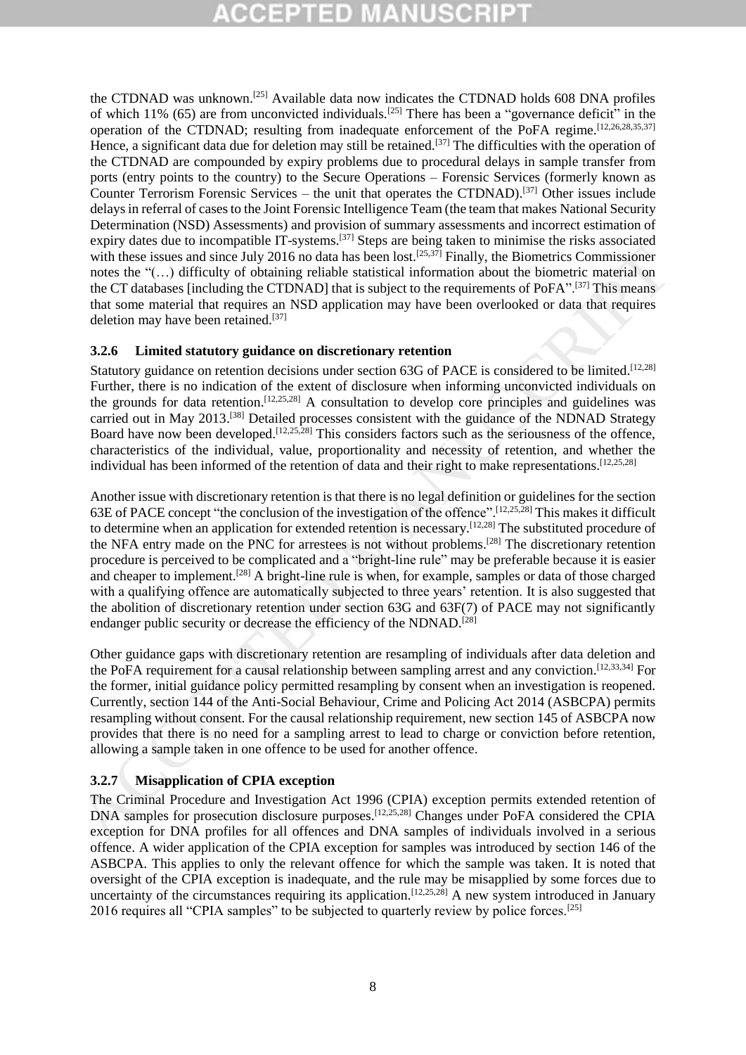the CTDNAD was unknown.[25] Available data now indicates the CTDNAD holds 608 DNA profiles of which 11% (65) are from unconvicted individuals.[25] There has been a "governance deficit" in the operation of the CTDNAD; resulting from inadequate enforcement of the PoFA regime.[12,26,28,35,37] Hence, a significant data due for deletion may still be retained.[37] The difficulties with the operation of the CTDNAD are compounded by expiry problems due to procedural delays in sample transfer from ports (entry points to the country) to the Secure Operations – Forensic Services (formerly known as Counter Terrorism Forensic Services – the unit that operates the CTDNAD).[37] Other issues include delays in referral of cases to the Joint Forensic Intelligence Team (the team that makes National Security Determination (NSD) Assessments) and provision of summary assessments and incorrect estimation of expiry dates due to incompatible IT-systems.[37] Steps are being taken to minimise the risks associated with these issues and since July 2016 no data has been lost.[25,37] Finally, the Biometrics Commissioner notes the "(…) difficulty of obtaining reliable statistical information about the biometric material on the CT databases [including the CTDNAD] that is subject to the requirements of PoFA".[37] This means that some material that requires an NSD application may have been overlooked or data that requires deletion may have been retained.[37]

### 3.2.6 Limited statutory guidance on discretionary retention

Statutory guidance on retention decisions under section 63G of PACE is considered to be limited.[12,28] Further, there is no indication of the extent of disclosure when informing unconvicted individuals on the grounds for data retention.[12,25,28] A consultation to develop core principles and guidelines was carried out in May 2013.[38] Detailed processes consistent with the guidance of the NDNAD Strategy Board have now been developed.[12,25,28] This considers factors such as the seriousness of the offence, characteristics of the individual, value, proportionality and necessity of retention, and whether the individual has been informed of the retention of data and their right to make representations.[12,25,28]

Another issue with discretionary retention is that there is no legal definition or guidelines for the section 63E of PACE concept "the conclusion of the investigation of the offence".[12,25,28] This makes it difficult to determine when an application for extended retention is necessary.[12,28] The substituted procedure of the NFA entry made on the PNC for arrestees is not without problems.[28] The discretionary retention procedure is perceived to be complicated and a "bright-line rule" may be preferable because it is easier and cheaper to implement.[28] A bright-line rule is when, for example, samples or data of those charged with a qualifying offence are automatically subjected to three years' retention. It is also suggested that the abolition of discretionary retention under section 63G and 63F(7) of PACE may not significantly endanger public security or decrease the efficiency of the NDNAD.[28]

Other guidance gaps with discretionary retention are resampling of individuals after data deletion and the PoFA requirement for a causal relationship between sampling arrest and any conviction.[12,33,34] For the former, initial guidance policy permitted resampling by consent when an investigation is reopened. Currently, section 144 of the Anti-Social Behaviour, Crime and Policing Act 2014 (ASBCPA) permits resampling without consent. For the causal relationship requirement, new section 145 of ASBCPA now provides that there is no need for a sampling arrest to lead to charge or conviction before retention, allowing a sample taken in one offence to be used for another offence.

### 3.2.7 Misapplication of CPIA exception

The Criminal Procedure and Investigation Act 1996 (CPIA) exception permits extended retention of DNA samples for prosecution disclosure purposes.[12,25,28] Changes under PoFA considered the CPIA exception for DNA profiles for all offences and DNA samples of individuals involved in a serious offence. A wider application of the CPIA exception for samples was introduced by section 146 of the ASBCPA. This applies to only the relevant offence for which the sample was taken. It is noted that oversight of the CPIA exception is inadequate, and the rule may be misapplied by some forces due to uncertainty of the circumstances requiring its application.[12,25,28] A new system introduced in January 2016 requires all "CPIA samples" to be subjected to quarterly review by police forces.[25]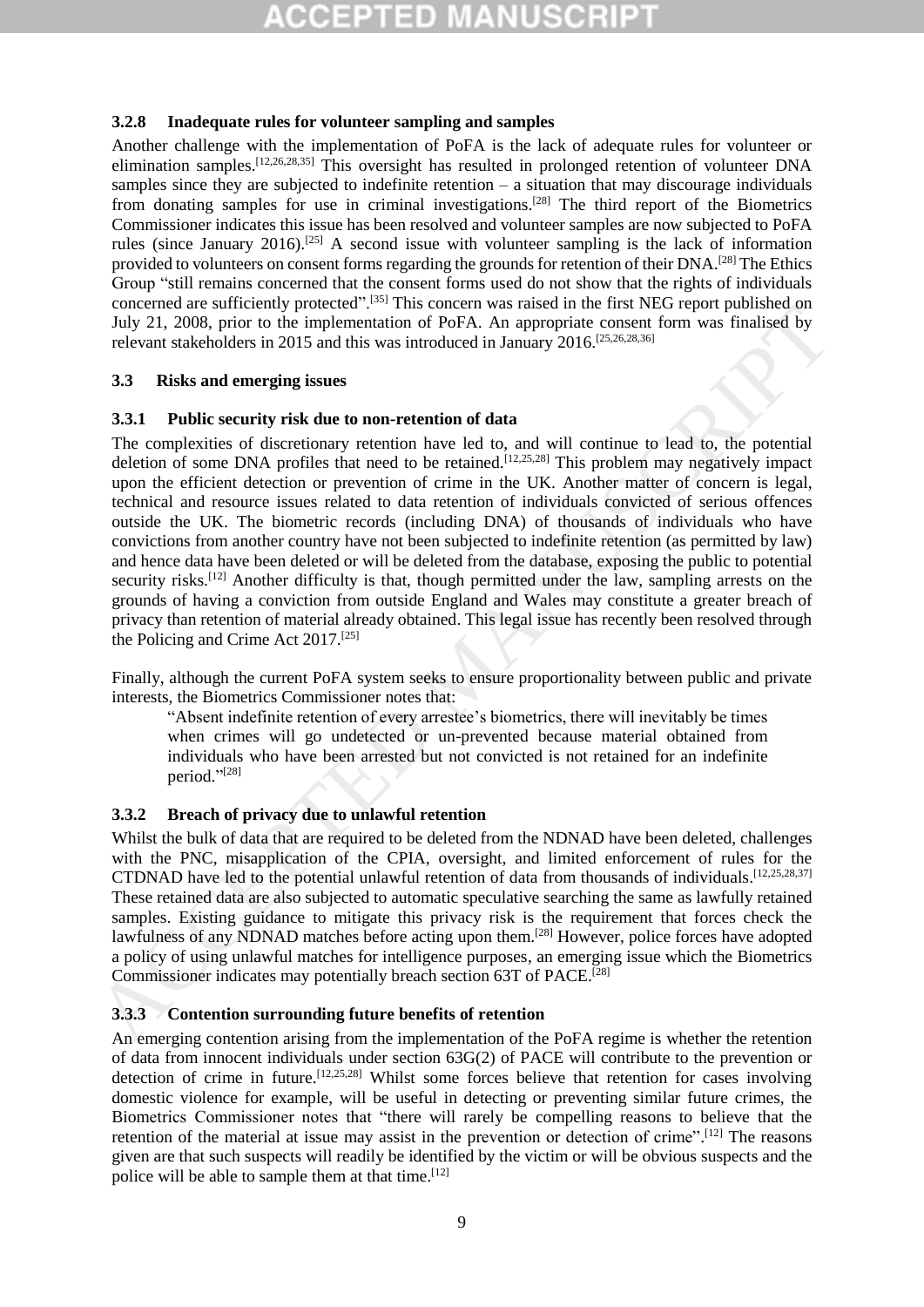### 3.2.8 Inadequate rules for volunteer sampling and samples

Another challenge with the implementation of PoFA is the lack of adequate rules for volunteer or elimination samples.[12,26,28,35] This oversight has resulted in prolonged retention of volunteer DNA samples since they are subjected to indefinite retention – a situation that may discourage individuals from donating samples for use in criminal investigations.[28] The third report of the Biometrics Commissioner indicates this issue has been resolved and volunteer samples are now subjected to PoFA rules (since January 2016).[25] A second issue with volunteer sampling is the lack of information provided to volunteers on consent forms regarding the grounds for retention of their DNA.[28] The Ethics Group "still remains concerned that the consent forms used do not show that the rights of individuals concerned are sufficiently protected".[35] This concern was raised in the first NEG report published on July 21, 2008, prior to the implementation of PoFA. An appropriate consent form was finalised by relevant stakeholders in 2015 and this was introduced in January 2016.[25,26,28,36]

## 3.3 Risks and emerging issues

### 3.3.1 Public security risk due to non-retention of data

The complexities of discretionary retention have led to, and will continue to lead to, the potential deletion of some DNA profiles that need to be retained.[12,25,28] This problem may negatively impact upon the efficient detection or prevention of crime in the UK. Another matter of concern is legal, technical and resource issues related to data retention of individuals convicted of serious offences outside the UK. The biometric records (including DNA) of thousands of individuals who have convictions from another country have not been subjected to indefinite retention (as permitted by law) and hence data have been deleted or will be deleted from the database, exposing the public to potential security risks.[12] Another difficulty is that, though permitted under the law, sampling arrests on the grounds of having a conviction from outside England and Wales may constitute a greater breach of privacy than retention of material already obtained. This legal issue has recently been resolved through the Policing and Crime Act 2017.[25]

Finally, although the current PoFA system seeks to ensure proportionality between public and private interests, the Biometrics Commissioner notes that:

> "Absent indefinite retention of every arrestee's biometrics, there will inevitably be times when crimes will go undetected or un-prevented because material obtained from individuals who have been arrested but not convicted is not retained for an indefinite period."[28]

### 3.3.2 Breach of privacy due to unlawful retention

Whilst the bulk of data that are required to be deleted from the NDNAD have been deleted, challenges with the PNC, misapplication of the CPIA, oversight, and limited enforcement of rules for the CTDNAD have led to the potential unlawful retention of data from thousands of individuals.[12,25,28,37] These retained data are also subjected to automatic speculative searching the same as lawfully retained samples. Existing guidance to mitigate this privacy risk is the requirement that forces check the lawfulness of any NDNAD matches before acting upon them.[28] However, police forces have adopted a policy of using unlawful matches for intelligence purposes, an emerging issue which the Biometrics Commissioner indicates may potentially breach section 63T of PACE.[28]

### 3.3.3 Contention surrounding future benefits of retention

An emerging contention arising from the implementation of the PoFA regime is whether the retention of data from innocent individuals under section 63G(2) of PACE will contribute to the prevention or detection of crime in future.[12,25,28] Whilst some forces believe that retention for cases involving domestic violence for example, will be useful in detecting or preventing similar future crimes, the Biometrics Commissioner notes that "there will rarely be compelling reasons to believe that the retention of the material at issue may assist in the prevention or detection of crime".[12] The reasons given are that such suspects will readily be identified by the victim or will be obvious suspects and the police will be able to sample them at that time.[12]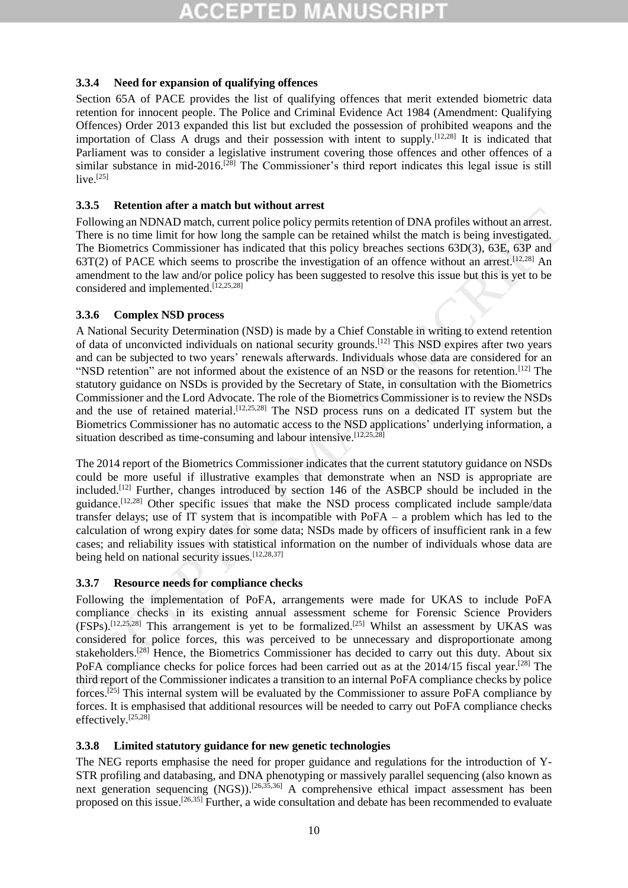### 3.3.4 Need for expansion of qualifying offences

Section 65A of PACE provides the list of qualifying offences that merit extended biometric data retention for innocent people. The Police and Criminal Evidence Act 1984 (Amendment: Qualifying Offences) Order 2013 expanded this list but excluded the possession of prohibited weapons and the importation of Class A drugs and their possession with intent to supply.[12,28] It is indicated that Parliament was to consider a legislative instrument covering those offences and other offences of a similar substance in mid-2016.[28] The Commissioner's third report indicates this legal issue is still live.[25]

### 3.3.5 Retention after a match but without arrest

Following an NDNAD match, current police policy permits retention of DNA profiles without an arrest. There is no time limit for how long the sample can be retained whilst the match is being investigated. The Biometrics Commissioner has indicated that this policy breaches sections 63D(3), 63E, 63P and 63T(2) of PACE which seems to proscribe the investigation of an offence without an arrest.[12,28] An amendment to the law and/or police policy has been suggested to resolve this issue but this is yet to be considered and implemented.[12,25,28]

### 3.3.6 Complex NSD process

A National Security Determination (NSD) is made by a Chief Constable in writing to extend retention of data of unconvicted individuals on national security grounds.[12] This NSD expires after two years and can be subjected to two years' renewals afterwards. Individuals whose data are considered for an "NSD retention" are not informed about the existence of an NSD or the reasons for retention.[12] The statutory guidance on NSDs is provided by the Secretary of State, in consultation with the Biometrics Commissioner and the Lord Advocate. The role of the Biometrics Commissioner is to review the NSDs and the use of retained material.[12,25,28] The NSD process runs on a dedicated IT system but the Biometrics Commissioner has no automatic access to the NSD applications' underlying information, a situation described as time-consuming and labour intensive.[12,25,28]

The 2014 report of the Biometrics Commissioner indicates that the current statutory guidance on NSDs could be more useful if illustrative examples that demonstrate when an NSD is appropriate are included.[12] Further, changes introduced by section 146 of the ASBCP should be included in the guidance.[12,28] Other specific issues that make the NSD process complicated include sample/data transfer delays; use of IT system that is incompatible with PoFA – a problem which has led to the calculation of wrong expiry dates for some data; NSDs made by officers of insufficient rank in a few cases; and reliability issues with statistical information on the number of individuals whose data are being held on national security issues.[12,28,37]

### 3.3.7 Resource needs for compliance checks

Following the implementation of PoFA, arrangements were made for UKAS to include PoFA compliance checks in its existing annual assessment scheme for Forensic Science Providers (FSPs).[12,25,28] This arrangement is yet to be formalized.[25] Whilst an assessment by UKAS was considered for police forces, this was perceived to be unnecessary and disproportionate among stakeholders.[28] Hence, the Biometrics Commissioner has decided to carry out this duty. About six PoFA compliance checks for police forces had been carried out as at the 2014/15 fiscal year.[28] The third report of the Commissioner indicates a transition to an internal PoFA compliance checks by police forces.[25] This internal system will be evaluated by the Commissioner to assure PoFA compliance by forces. It is emphasised that additional resources will be needed to carry out PoFA compliance checks effectively.[25,28]

### 3.3.8 Limited statutory guidance for new genetic technologies

The NEG reports emphasise the need for proper guidance and regulations for the introduction of Y-STR profiling and databasing, and DNA phenotyping or massively parallel sequencing (also known as next generation sequencing (NGS)).[26,35,36] A comprehensive ethical impact assessment has been proposed on this issue.[26,35] Further, a wide consultation and debate has been recommended to evaluate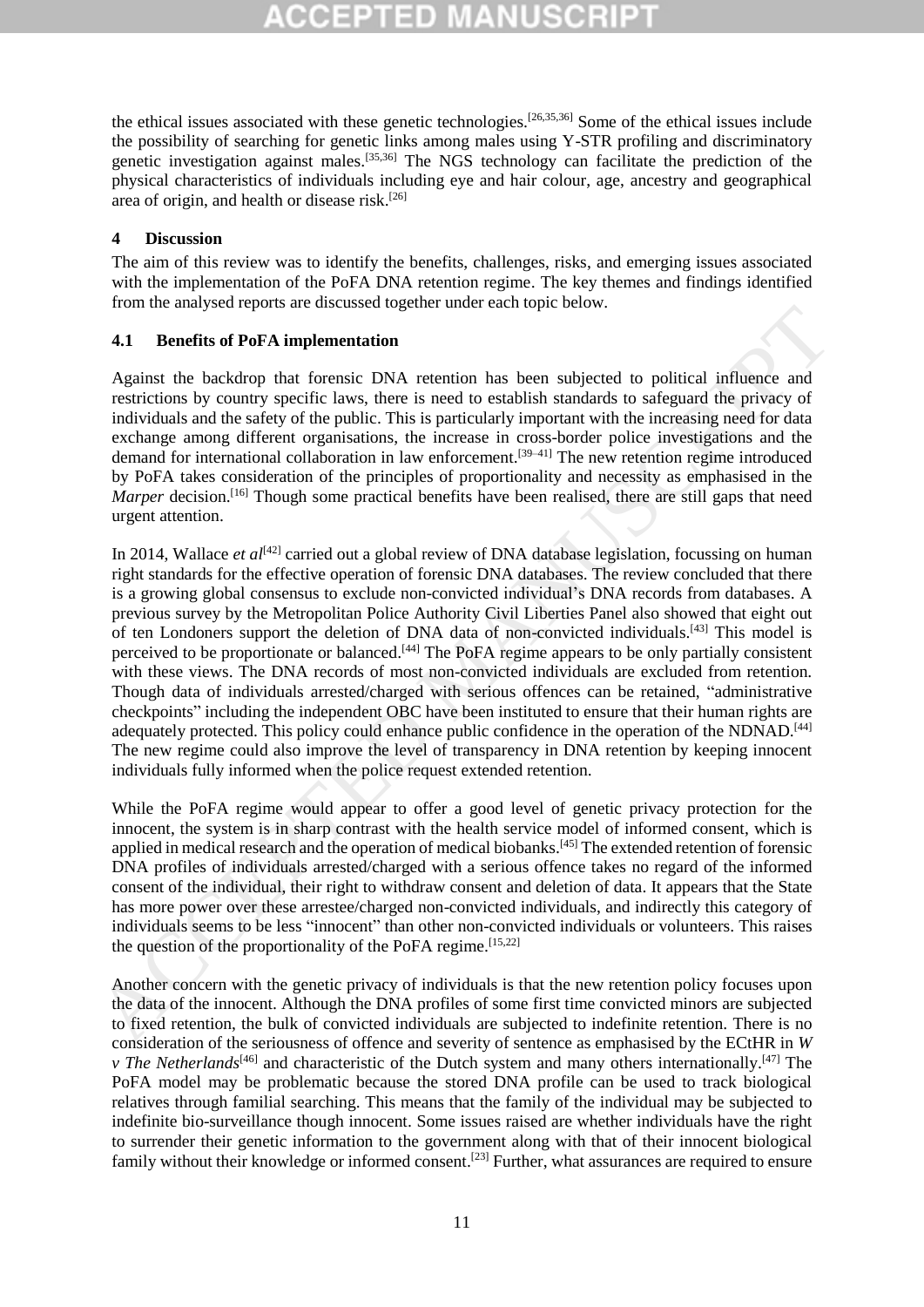the ethical issues associated with these genetic technologies.[26,35,36] Some of the ethical issues include the possibility of searching for genetic links among males using Y-STR profiling and discriminatory genetic investigation against males.[35,36] The NGS technology can facilitate the prediction of the physical characteristics of individuals including eye and hair colour, age, ancestry and geographical area of origin, and health or disease risk.[26]

## 4 Discussion

The aim of this review was to identify the benefits, challenges, risks, and emerging issues associated with the implementation of the PoFA DNA retention regime. The key themes and findings identified from the analysed reports are discussed together under each topic below.

### 4.1 Benefits of PoFA implementation

Against the backdrop that forensic DNA retention has been subjected to political influence and restrictions by country specific laws, there is need to establish standards to safeguard the privacy of individuals and the safety of the public. This is particularly important with the increasing need for data exchange among different organisations, the increase in cross-border police investigations and the demand for international collaboration in law enforcement.[39–41] The new retention regime introduced by PoFA takes consideration of the principles of proportionality and necessity as emphasised in the *Marper* decision.[16] Though some practical benefits have been realised, there are still gaps that need urgent attention.

In 2014, Wallace *et al*[42] carried out a global review of DNA database legislation, focussing on human right standards for the effective operation of forensic DNA databases. The review concluded that there is a growing global consensus to exclude non-convicted individual's DNA records from databases. A previous survey by the Metropolitan Police Authority Civil Liberties Panel also showed that eight out of ten Londoners support the deletion of DNA data of non-convicted individuals.[43] This model is perceived to be proportionate or balanced.[44] The PoFA regime appears to be only partially consistent with these views. The DNA records of most non-convicted individuals are excluded from retention. Though data of individuals arrested/charged with serious offences can be retained, "administrative checkpoints" including the independent OBC have been instituted to ensure that their human rights are adequately protected. This policy could enhance public confidence in the operation of the NDNAD.[44] The new regime could also improve the level of transparency in DNA retention by keeping innocent individuals fully informed when the police request extended retention.

While the PoFA regime would appear to offer a good level of genetic privacy protection for the innocent, the system is in sharp contrast with the health service model of informed consent, which is applied in medical research and the operation of medical biobanks.[45] The extended retention of forensic DNA profiles of individuals arrested/charged with a serious offence takes no regard of the informed consent of the individual, their right to withdraw consent and deletion of data. It appears that the State has more power over these arrestee/charged non-convicted individuals, and indirectly this category of individuals seems to be less "innocent" than other non-convicted individuals or volunteers. This raises the question of the proportionality of the PoFA regime.[15,22]

Another concern with the genetic privacy of individuals is that the new retention policy focuses upon the data of the innocent. Although the DNA profiles of some first time convicted minors are subjected to fixed retention, the bulk of convicted individuals are subjected to indefinite retention. There is no consideration of the seriousness of offence and severity of sentence as emphasised by the ECtHR in *W v The Netherlands*[46] and characteristic of the Dutch system and many others internationally.[47] The PoFA model may be problematic because the stored DNA profile can be used to track biological relatives through familial searching. This means that the family of the individual may be subjected to indefinite bio-surveillance though innocent. Some issues raised are whether individuals have the right to surrender their genetic information to the government along with that of their innocent biological family without their knowledge or informed consent.[23] Further, what assurances are required to ensure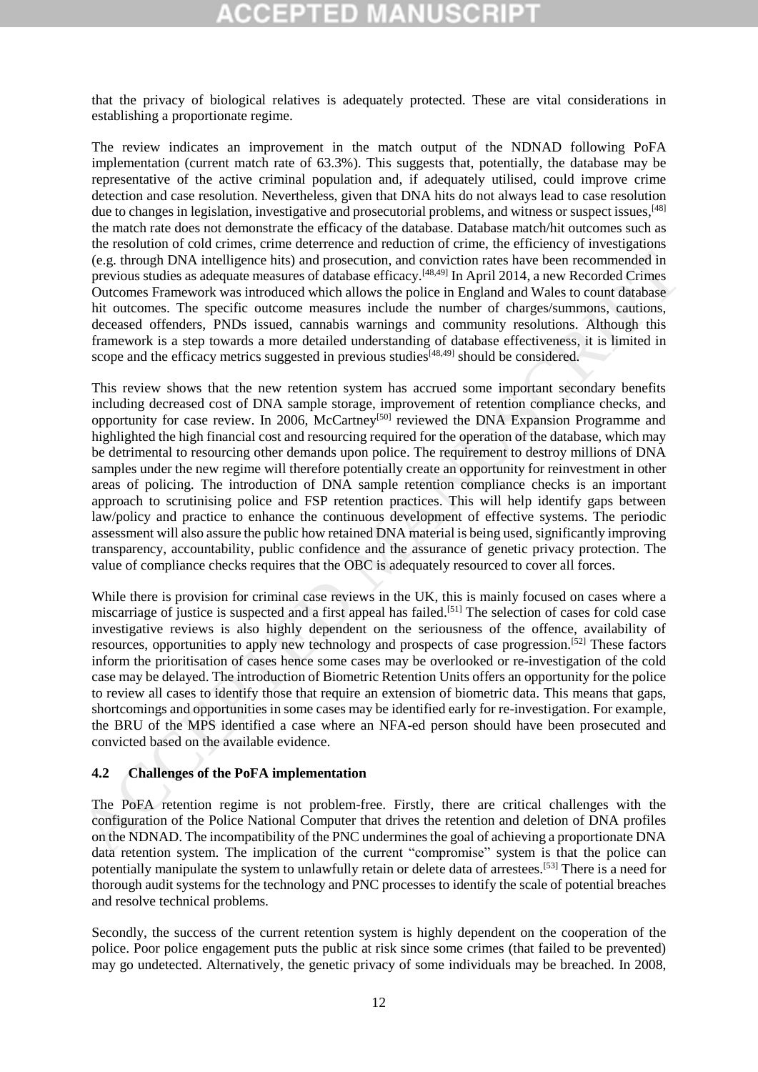that the privacy of biological relatives is adequately protected. These are vital considerations in establishing a proportionate regime.

The review indicates an improvement in the match output of the NDNAD following PoFA implementation (current match rate of 63.3%). This suggests that, potentially, the database may be representative of the active criminal population and, if adequately utilised, could improve crime detection and case resolution. Nevertheless, given that DNA hits do not always lead to case resolution due to changes in legislation, investigative and prosecutorial problems, and witness or suspect issues,[48] the match rate does not demonstrate the efficacy of the database. Database match/hit outcomes such as the resolution of cold crimes, crime deterrence and reduction of crime, the efficiency of investigations (e.g. through DNA intelligence hits) and prosecution, and conviction rates have been recommended in previous studies as adequate measures of database efficacy.[48,49] In April 2014, a new Recorded Crimes Outcomes Framework was introduced which allows the police in England and Wales to count database hit outcomes. The specific outcome measures include the number of charges/summons, cautions, deceased offenders, PNDs issued, cannabis warnings and community resolutions. Although this framework is a step towards a more detailed understanding of database effectiveness, it is limited in scope and the efficacy metrics suggested in previous studies[48,49] should be considered.

This review shows that the new retention system has accrued some important secondary benefits including decreased cost of DNA sample storage, improvement of retention compliance checks, and opportunity for case review. In 2006, McCartney[50] reviewed the DNA Expansion Programme and highlighted the high financial cost and resourcing required for the operation of the database, which may be detrimental to resourcing other demands upon police. The requirement to destroy millions of DNA samples under the new regime will therefore potentially create an opportunity for reinvestment in other areas of policing. The introduction of DNA sample retention compliance checks is an important approach to scrutinising police and FSP retention practices. This will help identify gaps between law/policy and practice to enhance the continuous development of effective systems. The periodic assessment will also assure the public how retained DNA material is being used, significantly improving transparency, accountability, public confidence and the assurance of genetic privacy protection. The value of compliance checks requires that the OBC is adequately resourced to cover all forces.

While there is provision for criminal case reviews in the UK, this is mainly focused on cases where a miscarriage of justice is suspected and a first appeal has failed.[51] The selection of cases for cold case investigative reviews is also highly dependent on the seriousness of the offence, availability of resources, opportunities to apply new technology and prospects of case progression.[52] These factors inform the prioritisation of cases hence some cases may be overlooked or re-investigation of the cold case may be delayed. The introduction of Biometric Retention Units offers an opportunity for the police to review all cases to identify those that require an extension of biometric data. This means that gaps, shortcomings and opportunities in some cases may be identified early for re-investigation. For example, the BRU of the MPS identified a case where an NFA-ed person should have been prosecuted and convicted based on the available evidence.

### 4.2 Challenges of the PoFA implementation

The PoFA retention regime is not problem-free. Firstly, there are critical challenges with the configuration of the Police National Computer that drives the retention and deletion of DNA profiles on the NDNAD. The incompatibility of the PNC undermines the goal of achieving a proportionate DNA data retention system. The implication of the current "compromise" system is that the police can potentially manipulate the system to unlawfully retain or delete data of arrestees.[53] There is a need for thorough audit systems for the technology and PNC processes to identify the scale of potential breaches and resolve technical problems.

Secondly, the success of the current retention system is highly dependent on the cooperation of the police. Poor police engagement puts the public at risk since some crimes (that failed to be prevented) may go undetected. Alternatively, the genetic privacy of some individuals may be breached. In 2008,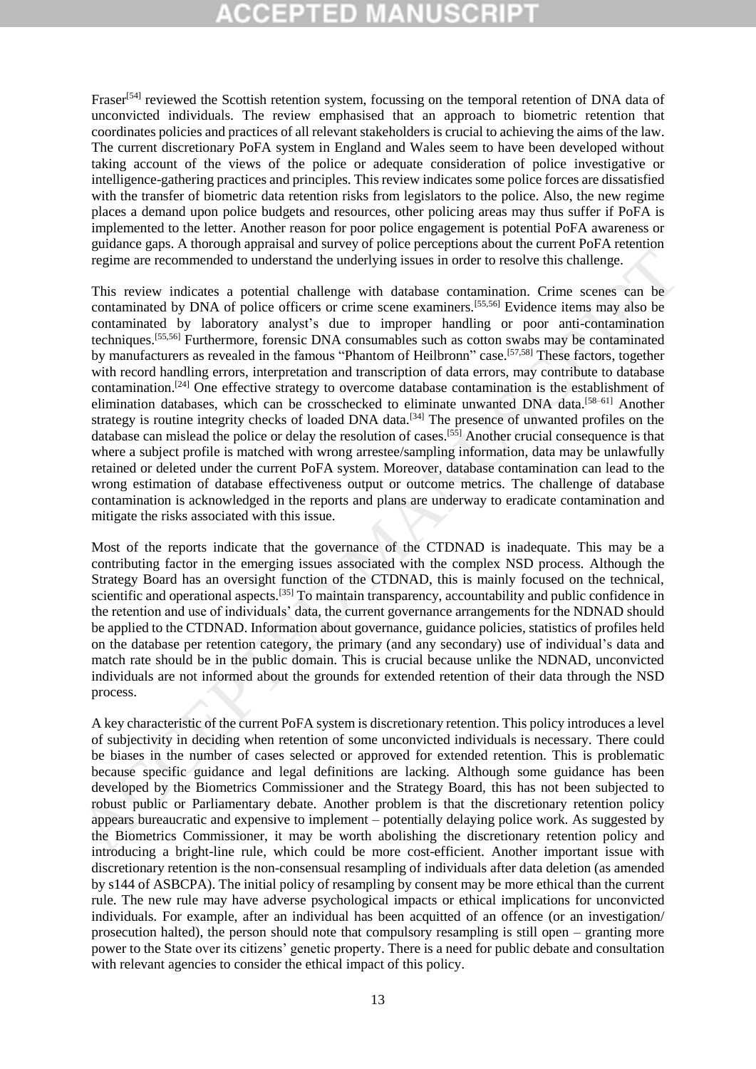Fraser[54] reviewed the Scottish retention system, focussing on the temporal retention of DNA data of unconvicted individuals. The review emphasised that an approach to biometric retention that coordinates policies and practices of all relevant stakeholders is crucial to achieving the aims of the law. The current discretionary PoFA system in England and Wales seem to have been developed without taking account of the views of the police or adequate consideration of police investigative or intelligence-gathering practices and principles. This review indicates some police forces are dissatisfied with the transfer of biometric data retention risks from legislators to the police. Also, the new regime places a demand upon police budgets and resources, other policing areas may thus suffer if PoFA is implemented to the letter. Another reason for poor police engagement is potential PoFA awareness or guidance gaps. A thorough appraisal and survey of police perceptions about the current PoFA retention regime are recommended to understand the underlying issues in order to resolve this challenge.

This review indicates a potential challenge with database contamination. Crime scenes can be contaminated by DNA of police officers or crime scene examiners.[55,56] Evidence items may also be contaminated by laboratory analyst's due to improper handling or poor anti-contamination techniques.[55,56] Furthermore, forensic DNA consumables such as cotton swabs may be contaminated by manufacturers as revealed in the famous "Phantom of Heilbronn" case.[57,58] These factors, together with record handling errors, interpretation and transcription of data errors, may contribute to database contamination.[24] One effective strategy to overcome database contamination is the establishment of elimination databases, which can be crosschecked to eliminate unwanted DNA data.[58–61] Another strategy is routine integrity checks of loaded DNA data.[34] The presence of unwanted profiles on the database can mislead the police or delay the resolution of cases.[55] Another crucial consequence is that where a subject profile is matched with wrong arrestee/sampling information, data may be unlawfully retained or deleted under the current PoFA system. Moreover, database contamination can lead to the wrong estimation of database effectiveness output or outcome metrics. The challenge of database contamination is acknowledged in the reports and plans are underway to eradicate contamination and mitigate the risks associated with this issue.

Most of the reports indicate that the governance of the CTDNAD is inadequate. This may be a contributing factor in the emerging issues associated with the complex NSD process. Although the Strategy Board has an oversight function of the CTDNAD, this is mainly focused on the technical, scientific and operational aspects.[35] To maintain transparency, accountability and public confidence in the retention and use of individuals' data, the current governance arrangements for the NDNAD should be applied to the CTDNAD. Information about governance, guidance policies, statistics of profiles held on the database per retention category, the primary (and any secondary) use of individual's data and match rate should be in the public domain. This is crucial because unlike the NDNAD, unconvicted individuals are not informed about the grounds for extended retention of their data through the NSD process.

A key characteristic of the current PoFA system is discretionary retention. This policy introduces a level of subjectivity in deciding when retention of some unconvicted individuals is necessary. There could be biases in the number of cases selected or approved for extended retention. This is problematic because specific guidance and legal definitions are lacking. Although some guidance has been developed by the Biometrics Commissioner and the Strategy Board, this has not been subjected to robust public or Parliamentary debate. Another problem is that the discretionary retention policy appears bureaucratic and expensive to implement – potentially delaying police work. As suggested by the Biometrics Commissioner, it may be worth abolishing the discretionary retention policy and introducing a bright-line rule, which could be more cost-efficient. Another important issue with discretionary retention is the non-consensual resampling of individuals after data deletion (as amended by s144 of ASBCPA). The initial policy of resampling by consent may be more ethical than the current rule. The new rule may have adverse psychological impacts or ethical implications for unconvicted individuals. For example, after an individual has been acquitted of an offence (or an investigation/ prosecution halted), the person should note that compulsory resampling is still open – granting more power to the State over its citizens' genetic property. There is a need for public debate and consultation with relevant agencies to consider the ethical impact of this policy.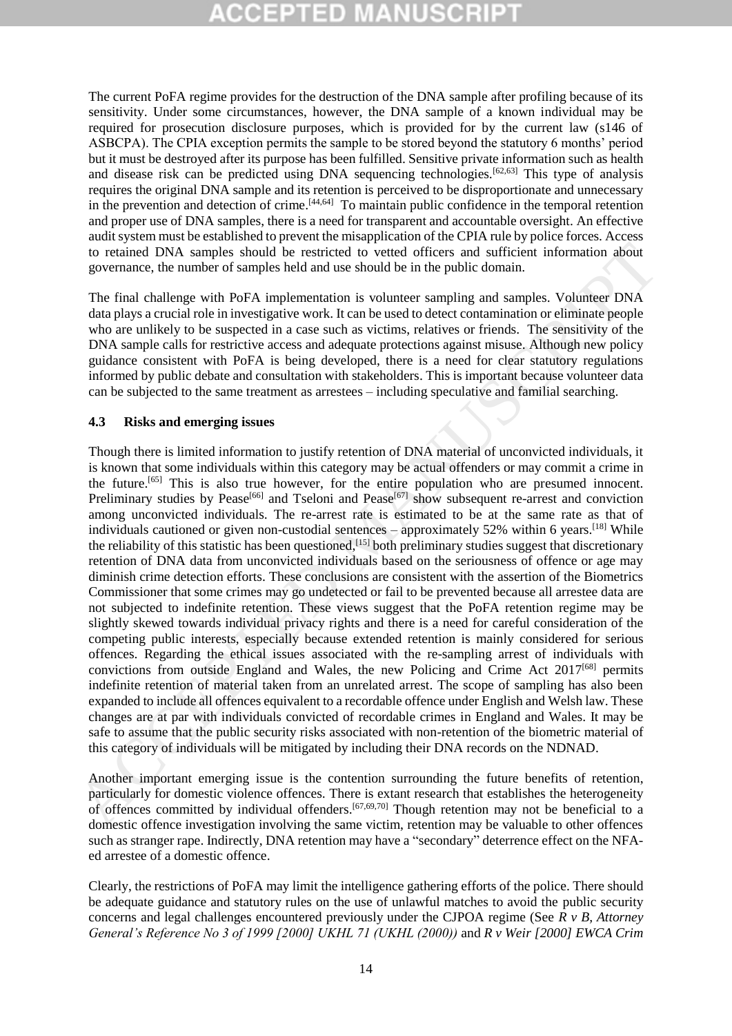The current PoFA regime provides for the destruction of the DNA sample after profiling because of its sensitivity. Under some circumstances, however, the DNA sample of a known individual may be required for prosecution disclosure purposes, which is provided for by the current law (s146 of ASBCPA). The CPIA exception permits the sample to be stored beyond the statutory 6 months' period but it must be destroyed after its purpose has been fulfilled. Sensitive private information such as health and disease risk can be predicted using DNA sequencing technologies.[62,63] This type of analysis requires the original DNA sample and its retention is perceived to be disproportionate and unnecessary in the prevention and detection of crime.[44,64] To maintain public confidence in the temporal retention and proper use of DNA samples, there is a need for transparent and accountable oversight. An effective audit system must be established to prevent the misapplication of the CPIA rule by police forces. Access to retained DNA samples should be restricted to vetted officers and sufficient information about governance, the number of samples held and use should be in the public domain.

The final challenge with PoFA implementation is volunteer sampling and samples. Volunteer DNA data plays a crucial role in investigative work. It can be used to detect contamination or eliminate people who are unlikely to be suspected in a case such as victims, relatives or friends. The sensitivity of the DNA sample calls for restrictive access and adequate protections against misuse. Although new policy guidance consistent with PoFA is being developed, there is a need for clear statutory regulations informed by public debate and consultation with stakeholders. This is important because volunteer data can be subjected to the same treatment as arrestees – including speculative and familial searching.

### 4.3 Risks and emerging issues

Though there is limited information to justify retention of DNA material of unconvicted individuals, it is known that some individuals within this category may be actual offenders or may commit a crime in the future.[65] This is also true however, for the entire population who are presumed innocent. Preliminary studies by Pease[66] and Tseloni and Pease[67] show subsequent re-arrest and conviction among unconvicted individuals. The re-arrest rate is estimated to be at the same rate as that of individuals cautioned or given non-custodial sentences – approximately 52% within 6 years.[18] While the reliability of this statistic has been questioned,[15] both preliminary studies suggest that discretionary retention of DNA data from unconvicted individuals based on the seriousness of offence or age may diminish crime detection efforts. These conclusions are consistent with the assertion of the Biometrics Commissioner that some crimes may go undetected or fail to be prevented because all arrestee data are not subjected to indefinite retention. These views suggest that the PoFA retention regime may be slightly skewed towards individual privacy rights and there is a need for careful consideration of the competing public interests, especially because extended retention is mainly considered for serious offences. Regarding the ethical issues associated with the re-sampling arrest of individuals with convictions from outside England and Wales, the new Policing and Crime Act 2017[68] permits indefinite retention of material taken from an unrelated arrest. The scope of sampling has also been expanded to include all offences equivalent to a recordable offence under English and Welsh law. These changes are at par with individuals convicted of recordable crimes in England and Wales. It may be safe to assume that the public security risks associated with non-retention of the biometric material of this category of individuals will be mitigated by including their DNA records on the NDNAD.

Another important emerging issue is the contention surrounding the future benefits of retention, particularly for domestic violence offences. There is extant research that establishes the heterogeneity of offences committed by individual offenders.[67,69,70] Though retention may not be beneficial to a domestic offence investigation involving the same victim, retention may be valuable to other offences such as stranger rape. Indirectly, DNA retention may have a "secondary" deterrence effect on the NFA-ed arrestee of a domestic offence.

Clearly, the restrictions of PoFA may limit the intelligence gathering efforts of the police. There should be adequate guidance and statutory rules on the use of unlawful matches to avoid the public security concerns and legal challenges encountered previously under the CJPOA regime (See *R v B, Attorney General's Reference No 3 of 1999 [2000] UKHL 71 (UKHL (2000))* and *R v Weir [2000] EWCA Crim*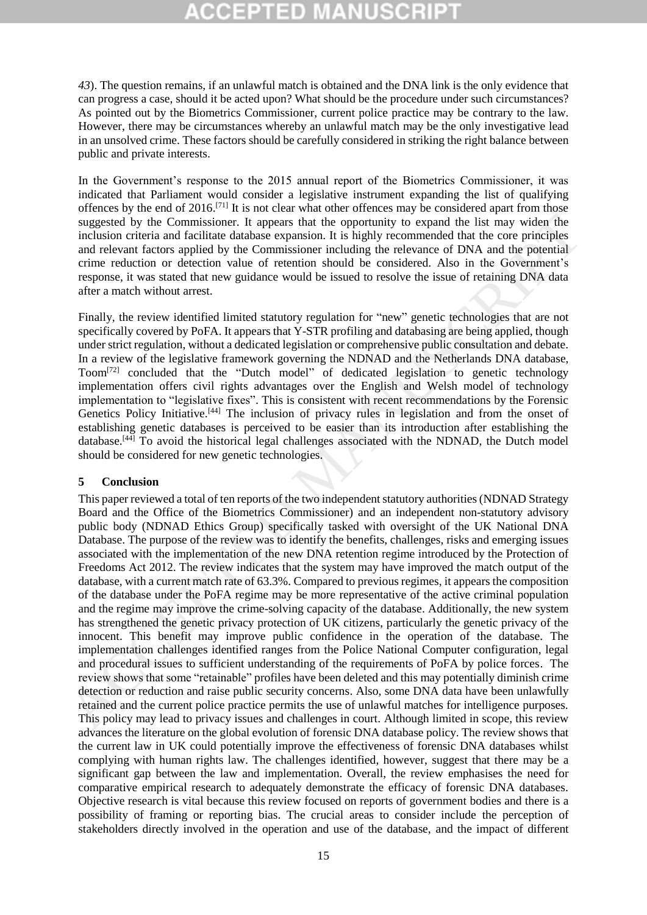*43*). The question remains, if an unlawful match is obtained and the DNA link is the only evidence that can progress a case, should it be acted upon? What should be the procedure under such circumstances? As pointed out by the Biometrics Commissioner, current police practice may be contrary to the law. However, there may be circumstances whereby an unlawful match may be the only investigative lead in an unsolved crime. These factors should be carefully considered in striking the right balance between public and private interests.

In the Government's response to the 2015 annual report of the Biometrics Commissioner, it was indicated that Parliament would consider a legislative instrument expanding the list of qualifying offences by the end of 2016.[71] It is not clear what other offences may be considered apart from those suggested by the Commissioner. It appears that the opportunity to expand the list may widen the inclusion criteria and facilitate database expansion. It is highly recommended that the core principles and relevant factors applied by the Commissioner including the relevance of DNA and the potential crime reduction or detection value of retention should be considered. Also in the Government's response, it was stated that new guidance would be issued to resolve the issue of retaining DNA data after a match without arrest.

Finally, the review identified limited statutory regulation for "new" genetic technologies that are not specifically covered by PoFA. It appears that Y-STR profiling and databasing are being applied, though under strict regulation, without a dedicated legislation or comprehensive public consultation and debate. In a review of the legislative framework governing the NDNAD and the Netherlands DNA database, Toom[72] concluded that the "Dutch model" of dedicated legislation to genetic technology implementation offers civil rights advantages over the English and Welsh model of technology implementation to "legislative fixes". This is consistent with recent recommendations by the Forensic Genetics Policy Initiative.[44] The inclusion of privacy rules in legislation and from the onset of establishing genetic databases is perceived to be easier than its introduction after establishing the database.[44] To avoid the historical legal challenges associated with the NDNAD, the Dutch model should be considered for new genetic technologies.

## 5 Conclusion

This paper reviewed a total of ten reports of the two independent statutory authorities (NDNAD Strategy Board and the Office of the Biometrics Commissioner) and an independent non-statutory advisory public body (NDNAD Ethics Group) specifically tasked with oversight of the UK National DNA Database. The purpose of the review was to identify the benefits, challenges, risks and emerging issues associated with the implementation of the new DNA retention regime introduced by the Protection of Freedoms Act 2012. The review indicates that the system may have improved the match output of the database, with a current match rate of 63.3%. Compared to previous regimes, it appears the composition of the database under the PoFA regime may be more representative of the active criminal population and the regime may improve the crime-solving capacity of the database. Additionally, the new system has strengthened the genetic privacy protection of UK citizens, particularly the genetic privacy of the innocent. This benefit may improve public confidence in the operation of the database. The implementation challenges identified ranges from the Police National Computer configuration, legal and procedural issues to sufficient understanding of the requirements of PoFA by police forces. The review shows that some "retainable" profiles have been deleted and this may potentially diminish crime detection or reduction and raise public security concerns. Also, some DNA data have been unlawfully retained and the current police practice permits the use of unlawful matches for intelligence purposes. This policy may lead to privacy issues and challenges in court. Although limited in scope, this review advances the literature on the global evolution of forensic DNA database policy. The review shows that the current law in UK could potentially improve the effectiveness of forensic DNA databases whilst complying with human rights law. The challenges identified, however, suggest that there may be a significant gap between the law and implementation. Overall, the review emphasises the need for comparative empirical research to adequately demonstrate the efficacy of forensic DNA databases. Objective research is vital because this review focused on reports of government bodies and there is a possibility of framing or reporting bias. The crucial areas to consider include the perception of stakeholders directly involved in the operation and use of the database, and the impact of different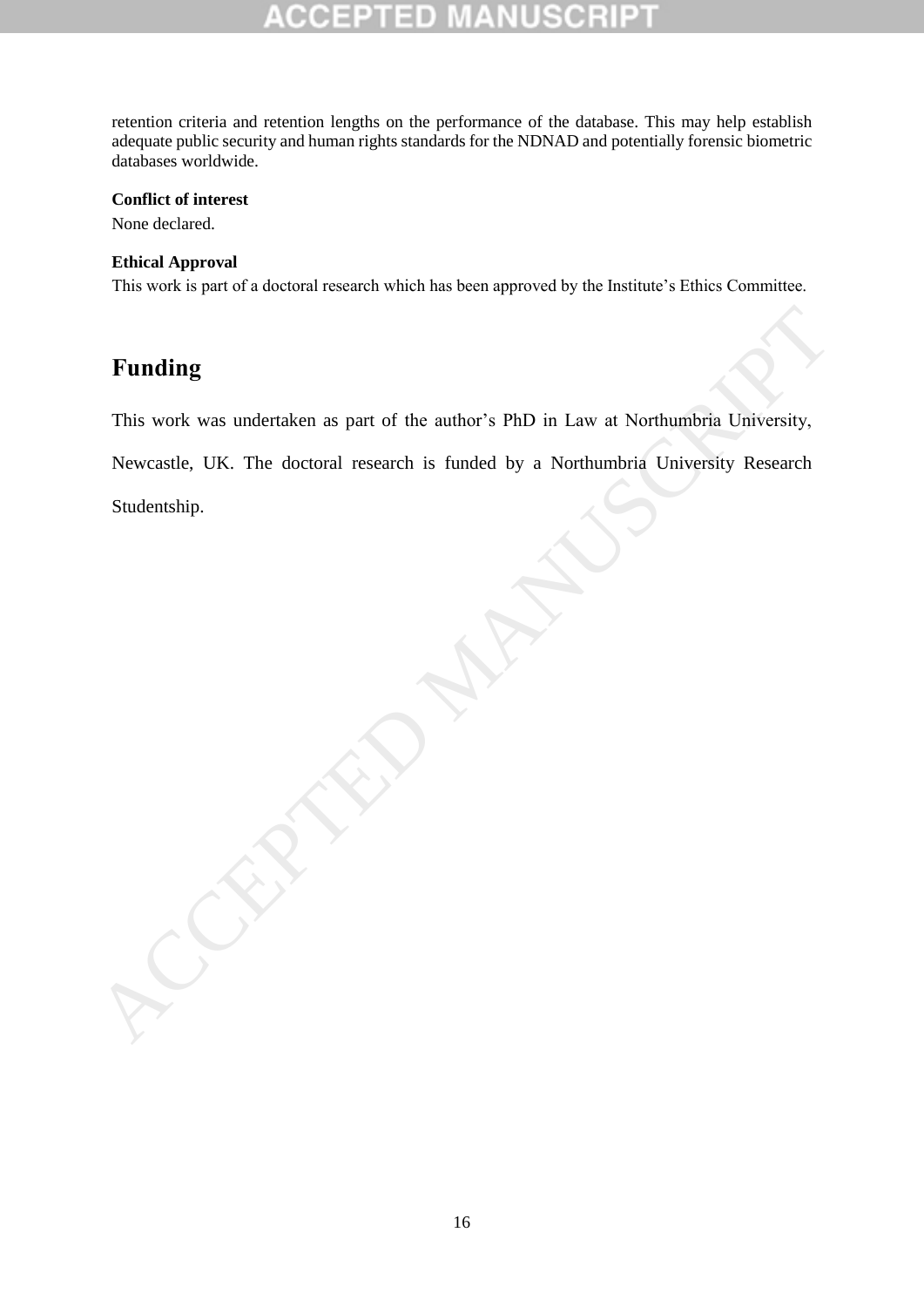retention criteria and retention lengths on the performance of the database. This may help establish adequate public security and human rights standards for the NDNAD and potentially forensic biometric databases worldwide.

**Conflict of interest**

None declared.

**Ethical Approval**

This work is part of a doctoral research which has been approved by the Institute's Ethics Committee.

# Funding

This work was undertaken as part of the author's PhD in Law at Northumbria University, Newcastle, UK. The doctoral research is funded by a Northumbria University Research Studentship.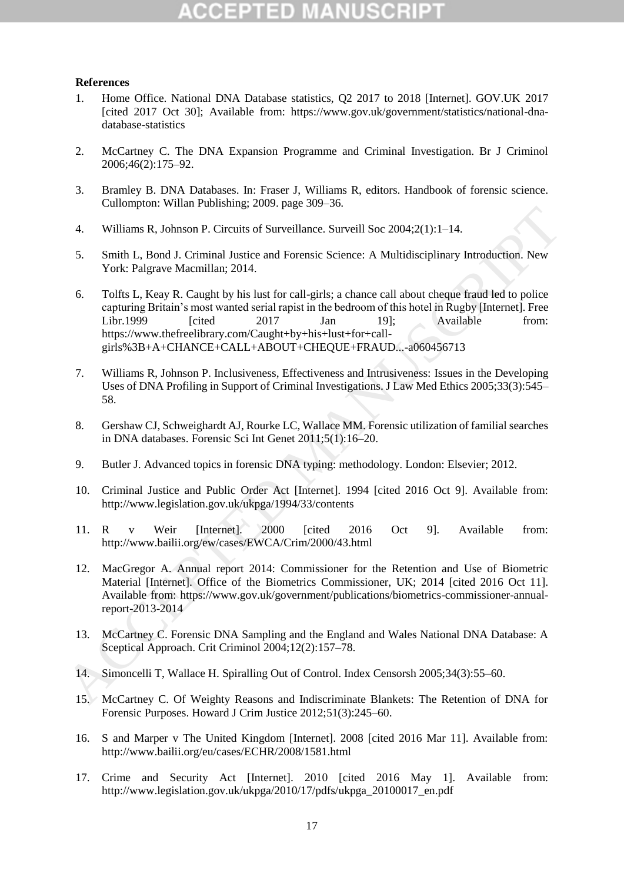**References**

1. Home Office. National DNA Database statistics, Q2 2017 to 2018 [Internet]. GOV.UK 2017 [cited 2017 Oct 30]; Available from: https://www.gov.uk/government/statistics/national-dna-database-statistics

2. McCartney C. The DNA Expansion Programme and Criminal Investigation. Br J Criminol 2006;46(2):175–92.

3. Bramley B. DNA Databases. In: Fraser J, Williams R, editors. Handbook of forensic science. Cullompton: Willan Publishing; 2009. page 309–36.

4. Williams R, Johnson P. Circuits of Surveillance. Surveill Soc 2004;2(1):1–14.

5. Smith L, Bond J. Criminal Justice and Forensic Science: A Multidisciplinary Introduction. New York: Palgrave Macmillan; 2014.

6. Tolfts L, Keay R. Caught by his lust for call-girls; a chance call about cheque fraud led to police capturing Britain's most wanted serial rapist in the bedroom of this hotel in Rugby [Internet]. Free Libr.1999 [cited 2017 Jan 19]; Available from: https://www.thefreelibrary.com/Caught+by+his+lust+for+call-girls%3B+A+CHANCE+CALL+ABOUT+CHEQUE+FRAUD...-a060456713

7. Williams R, Johnson P. Inclusiveness, Effectiveness and Intrusiveness: Issues in the Developing Uses of DNA Profiling in Support of Criminal Investigations. J Law Med Ethics 2005;33(3):545–58.

8. Gershaw CJ, Schweighardt AJ, Rourke LC, Wallace MM. Forensic utilization of familial searches in DNA databases. Forensic Sci Int Genet 2011;5(1):16–20.

9. Butler J. Advanced topics in forensic DNA typing: methodology. London: Elsevier; 2012.

10. Criminal Justice and Public Order Act [Internet]. 1994 [cited 2016 Oct 9]. Available from: http://www.legislation.gov.uk/ukpga/1994/33/contents

11. R v Weir [Internet]. 2000 [cited 2016 Oct 9]. Available from: http://www.bailii.org/ew/cases/EWCA/Crim/2000/43.html

12. MacGregor A. Annual report 2014: Commissioner for the Retention and Use of Biometric Material [Internet]. Office of the Biometrics Commissioner, UK; 2014 [cited 2016 Oct 11]. Available from: https://www.gov.uk/government/publications/biometrics-commissioner-annual-report-2013-2014

13. McCartney C. Forensic DNA Sampling and the England and Wales National DNA Database: A Sceptical Approach. Crit Criminol 2004;12(2):157–78.

14. Simoncelli T, Wallace H. Spiralling Out of Control. Index Censorsh 2005;34(3):55–60.

15. McCartney C. Of Weighty Reasons and Indiscriminate Blankets: The Retention of DNA for Forensic Purposes. Howard J Crim Justice 2012;51(3):245–60.

16. S and Marper v The United Kingdom [Internet]. 2008 [cited 2016 Mar 11]. Available from: http://www.bailii.org/eu/cases/ECHR/2008/1581.html

17. Crime and Security Act [Internet]. 2010 [cited 2016 May 1]. Available from: http://www.legislation.gov.uk/ukpga/2010/17/pdfs/ukpga_20100017_en.pdf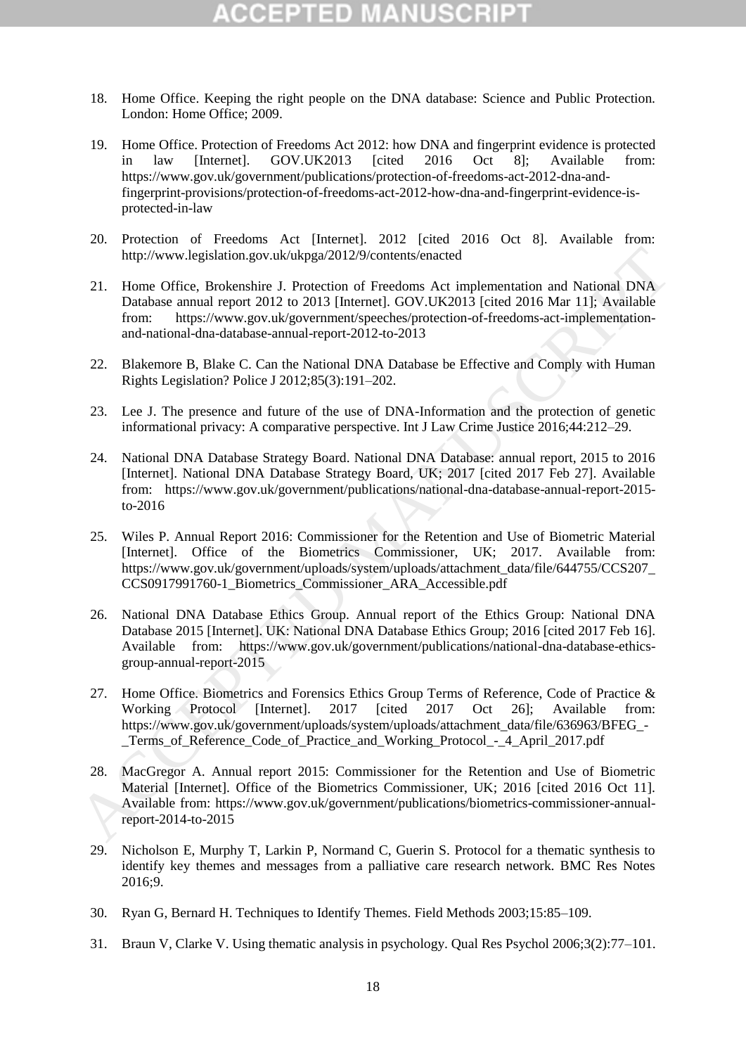18. Home Office. Keeping the right people on the DNA database: Science and Public Protection. London: Home Office; 2009.

19. Home Office. Protection of Freedoms Act 2012: how DNA and fingerprint evidence is protected in law [Internet]. GOV.UK2013 [cited 2016 Oct 8]; Available from: https://www.gov.uk/government/publications/protection-of-freedoms-act-2012-dna-and-fingerprint-provisions/protection-of-freedoms-act-2012-how-dna-and-fingerprint-evidence-is-protected-in-law

20. Protection of Freedoms Act [Internet]. 2012 [cited 2016 Oct 8]. Available from: http://www.legislation.gov.uk/ukpga/2012/9/contents/enacted

21. Home Office, Brokenshire J. Protection of Freedoms Act implementation and National DNA Database annual report 2012 to 2013 [Internet]. GOV.UK2013 [cited 2016 Mar 11]; Available from: https://www.gov.uk/government/speeches/protection-of-freedoms-act-implementation-and-national-dna-database-annual-report-2012-to-2013

22. Blakemore B, Blake C. Can the National DNA Database be Effective and Comply with Human Rights Legislation? Police J 2012;85(3):191–202.

23. Lee J. The presence and future of the use of DNA-Information and the protection of genetic informational privacy: A comparative perspective. Int J Law Crime Justice 2016;44:212–29.

24. National DNA Database Strategy Board. National DNA Database: annual report, 2015 to 2016 [Internet]. National DNA Database Strategy Board, UK; 2017 [cited 2017 Feb 27]. Available from: https://www.gov.uk/government/publications/national-dna-database-annual-report-2015-to-2016

25. Wiles P. Annual Report 2016: Commissioner for the Retention and Use of Biometric Material [Internet]. Office of the Biometrics Commissioner, UK; 2017. Available from: https://www.gov.uk/government/uploads/system/uploads/attachment_data/file/644755/CCS207_CCS0917991760-1_Biometrics_Commissioner_ARA_Accessible.pdf

26. National DNA Database Ethics Group. Annual report of the Ethics Group: National DNA Database 2015 [Internet]. UK: National DNA Database Ethics Group; 2016 [cited 2017 Feb 16]. Available from: https://www.gov.uk/government/publications/national-dna-database-ethics-group-annual-report-2015

27. Home Office. Biometrics and Forensics Ethics Group Terms of Reference, Code of Practice & Working Protocol [Internet]. 2017 [cited 2017 Oct 26]; Available from: https://www.gov.uk/government/uploads/system/uploads/attachment_data/file/636963/BFEG_-_Terms_of_Reference_Code_of_Practice_and_Working_Protocol_-_4_April_2017.pdf

28. MacGregor A. Annual report 2015: Commissioner for the Retention and Use of Biometric Material [Internet]. Office of the Biometrics Commissioner, UK; 2016 [cited 2016 Oct 11]. Available from: https://www.gov.uk/government/publications/biometrics-commissioner-annual-report-2014-to-2015

29. Nicholson E, Murphy T, Larkin P, Normand C, Guerin S. Protocol for a thematic synthesis to identify key themes and messages from a palliative care research network. BMC Res Notes 2016;9.

30. Ryan G, Bernard H. Techniques to Identify Themes. Field Methods 2003;15:85–109.

31. Braun V, Clarke V. Using thematic analysis in psychology. Qual Res Psychol 2006;3(2):77–101.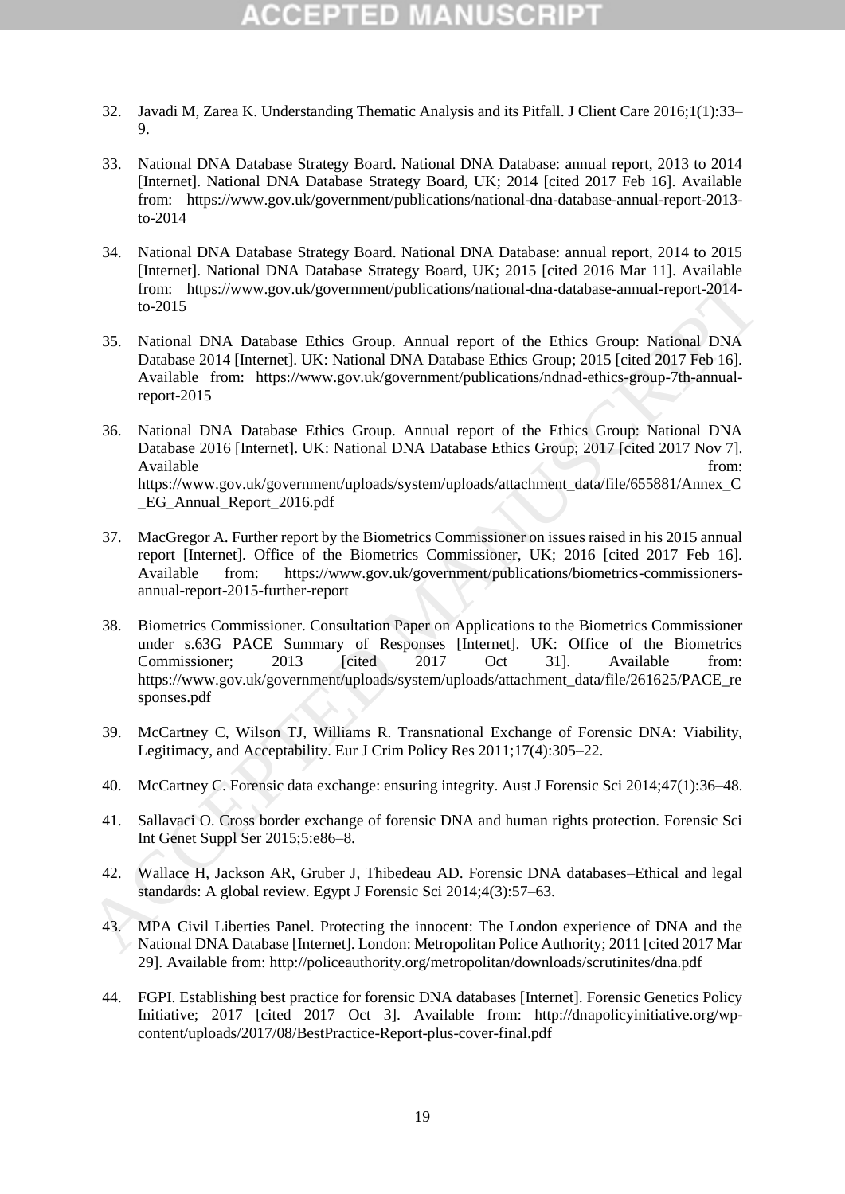32. Javadi M, Zarea K. Understanding Thematic Analysis and its Pitfall. J Client Care 2016;1(1):33–9.

33. National DNA Database Strategy Board. National DNA Database: annual report, 2013 to 2014 [Internet]. National DNA Database Strategy Board, UK; 2014 [cited 2017 Feb 16]. Available from: https://www.gov.uk/government/publications/national-dna-database-annual-report-2013-to-2014

34. National DNA Database Strategy Board. National DNA Database: annual report, 2014 to 2015 [Internet]. National DNA Database Strategy Board, UK; 2015 [cited 2016 Mar 11]. Available from: https://www.gov.uk/government/publications/national-dna-database-annual-report-2014-to-2015

35. National DNA Database Ethics Group. Annual report of the Ethics Group: National DNA Database 2014 [Internet]. UK: National DNA Database Ethics Group; 2015 [cited 2017 Feb 16]. Available from: https://www.gov.uk/government/publications/ndnad-ethics-group-7th-annual-report-2015

36. National DNA Database Ethics Group. Annual report of the Ethics Group: National DNA Database 2016 [Internet]. UK: National DNA Database Ethics Group; 2017 [cited 2017 Nov 7]. Available from: https://www.gov.uk/government/uploads/system/uploads/attachment_data/file/655881/Annex_C_EG_Annual_Report_2016.pdf

37. MacGregor A. Further report by the Biometrics Commissioner on issues raised in his 2015 annual report [Internet]. Office of the Biometrics Commissioner, UK; 2016 [cited 2017 Feb 16]. Available from: https://www.gov.uk/government/publications/biometrics-commissioners-annual-report-2015-further-report

38. Biometrics Commissioner. Consultation Paper on Applications to the Biometrics Commissioner under s.63G PACE Summary of Responses [Internet]. UK: Office of the Biometrics Commissioner; 2013 [cited 2017 Oct 31]. Available from: https://www.gov.uk/government/uploads/system/uploads/attachment_data/file/261625/PACE_responses.pdf

39. McCartney C, Wilson TJ, Williams R. Transnational Exchange of Forensic DNA: Viability, Legitimacy, and Acceptability. Eur J Crim Policy Res 2011;17(4):305–22.

40. McCartney C. Forensic data exchange: ensuring integrity. Aust J Forensic Sci 2014;47(1):36–48.

41. Sallavaci O. Cross border exchange of forensic DNA and human rights protection. Forensic Sci Int Genet Suppl Ser 2015;5:e86–8.

42. Wallace H, Jackson AR, Gruber J, Thibedeau AD. Forensic DNA databases–Ethical and legal standards: A global review. Egypt J Forensic Sci 2014;4(3):57–63.

43. MPA Civil Liberties Panel. Protecting the innocent: The London experience of DNA and the National DNA Database [Internet]. London: Metropolitan Police Authority; 2011 [cited 2017 Mar 29]. Available from: http://policeauthority.org/metropolitan/downloads/scrutinites/dna.pdf

44. FGPI. Establishing best practice for forensic DNA databases [Internet]. Forensic Genetics Policy Initiative; 2017 [cited 2017 Oct 3]. Available from: http://dnapolicyinitiative.org/wp-content/uploads/2017/08/BestPractice-Report-plus-cover-final.pdf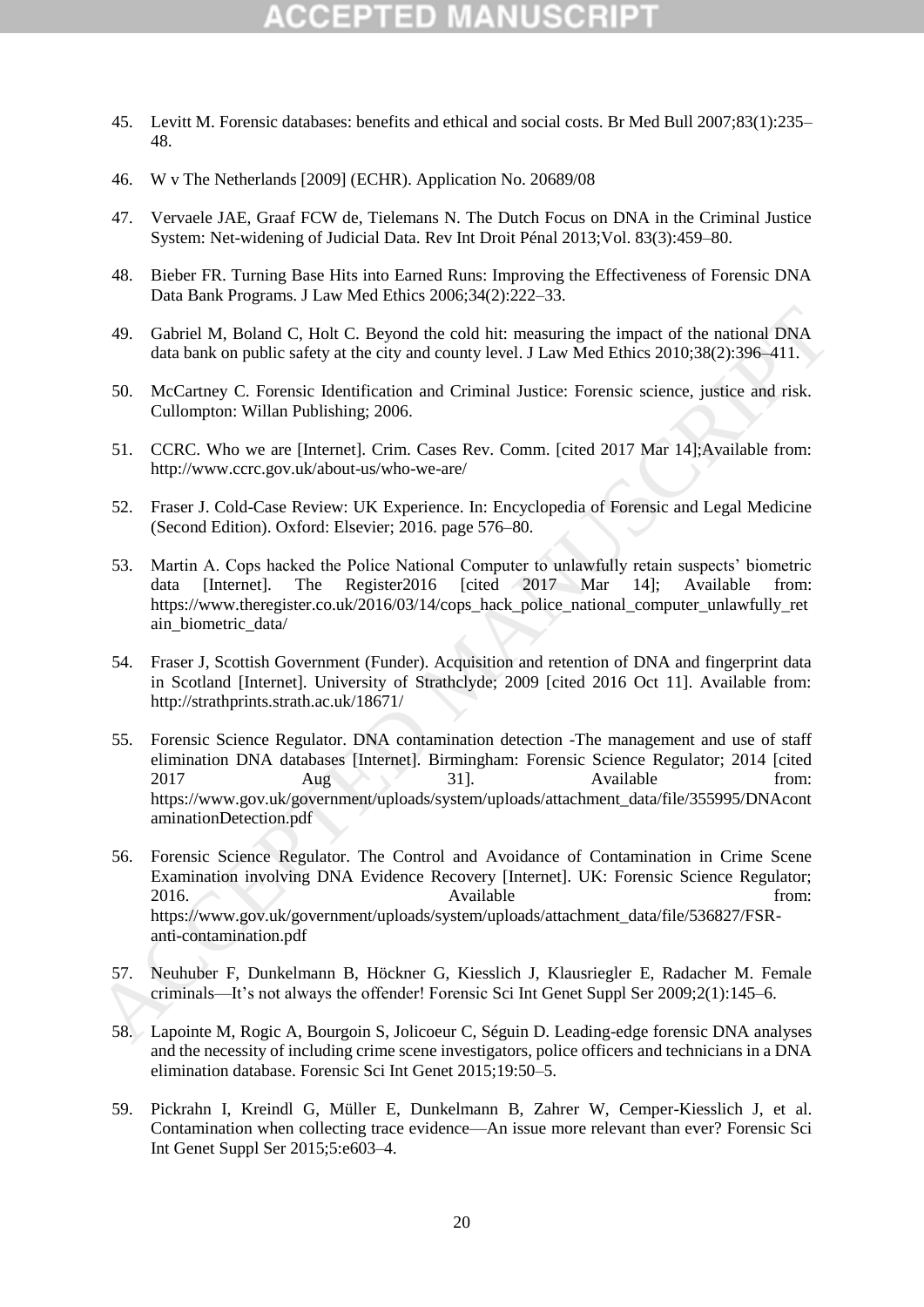45. Levitt M. Forensic databases: benefits and ethical and social costs. Br Med Bull 2007;83(1):235–48.

46. W v The Netherlands [2009] (ECHR). Application No. 20689/08

47. Vervaele JAE, Graaf FCW de, Tielemans N. The Dutch Focus on DNA in the Criminal Justice System: Net-widening of Judicial Data. Rev Int Droit Pénal 2013;Vol. 83(3):459–80.

48. Bieber FR. Turning Base Hits into Earned Runs: Improving the Effectiveness of Forensic DNA Data Bank Programs. J Law Med Ethics 2006;34(2):222–33.

49. Gabriel M, Boland C, Holt C. Beyond the cold hit: measuring the impact of the national DNA data bank on public safety at the city and county level. J Law Med Ethics 2010;38(2):396–411.

50. McCartney C. Forensic Identification and Criminal Justice: Forensic science, justice and risk. Cullompton: Willan Publishing; 2006.

51. CCRC. Who we are [Internet]. Crim. Cases Rev. Comm. [cited 2017 Mar 14];Available from: http://www.ccrc.gov.uk/about-us/who-we-are/

52. Fraser J. Cold-Case Review: UK Experience. In: Encyclopedia of Forensic and Legal Medicine (Second Edition). Oxford: Elsevier; 2016. page 576–80.

53. Martin A. Cops hacked the Police National Computer to unlawfully retain suspects' biometric data [Internet]. The Register2016 [cited 2017 Mar 14]; Available from: https://www.theregister.co.uk/2016/03/14/cops_hack_police_national_computer_unlawfully_retain_biometric_data/

54. Fraser J, Scottish Government (Funder). Acquisition and retention of DNA and fingerprint data in Scotland [Internet]. University of Strathclyde; 2009 [cited 2016 Oct 11]. Available from: http://strathprints.strath.ac.uk/18671/

55. Forensic Science Regulator. DNA contamination detection -The management and use of staff elimination DNA databases [Internet]. Birmingham: Forensic Science Regulator; 2014 [cited 2017 Aug 31]. Available from: https://www.gov.uk/government/uploads/system/uploads/attachment_data/file/355995/DNAcontaminationDetection.pdf

56. Forensic Science Regulator. The Control and Avoidance of Contamination in Crime Scene Examination involving DNA Evidence Recovery [Internet]. UK: Forensic Science Regulator; 2016. Available from: https://www.gov.uk/government/uploads/system/uploads/attachment_data/file/536827/FSR-anti-contamination.pdf

57. Neuhuber F, Dunkelmann B, Höckner G, Kiesslich J, Klausriegler E, Radacher M. Female criminals—It's not always the offender! Forensic Sci Int Genet Suppl Ser 2009;2(1):145–6.

58. Lapointe M, Rogic A, Bourgoin S, Jolicoeur C, Séguin D. Leading-edge forensic DNA analyses and the necessity of including crime scene investigators, police officers and technicians in a DNA elimination database. Forensic Sci Int Genet 2015;19:50–5.

59. Pickrahn I, Kreindl G, Müller E, Dunkelmann B, Zahrer W, Cemper-Kiesslich J, et al. Contamination when collecting trace evidence—An issue more relevant than ever? Forensic Sci Int Genet Suppl Ser 2015;5:e603–4.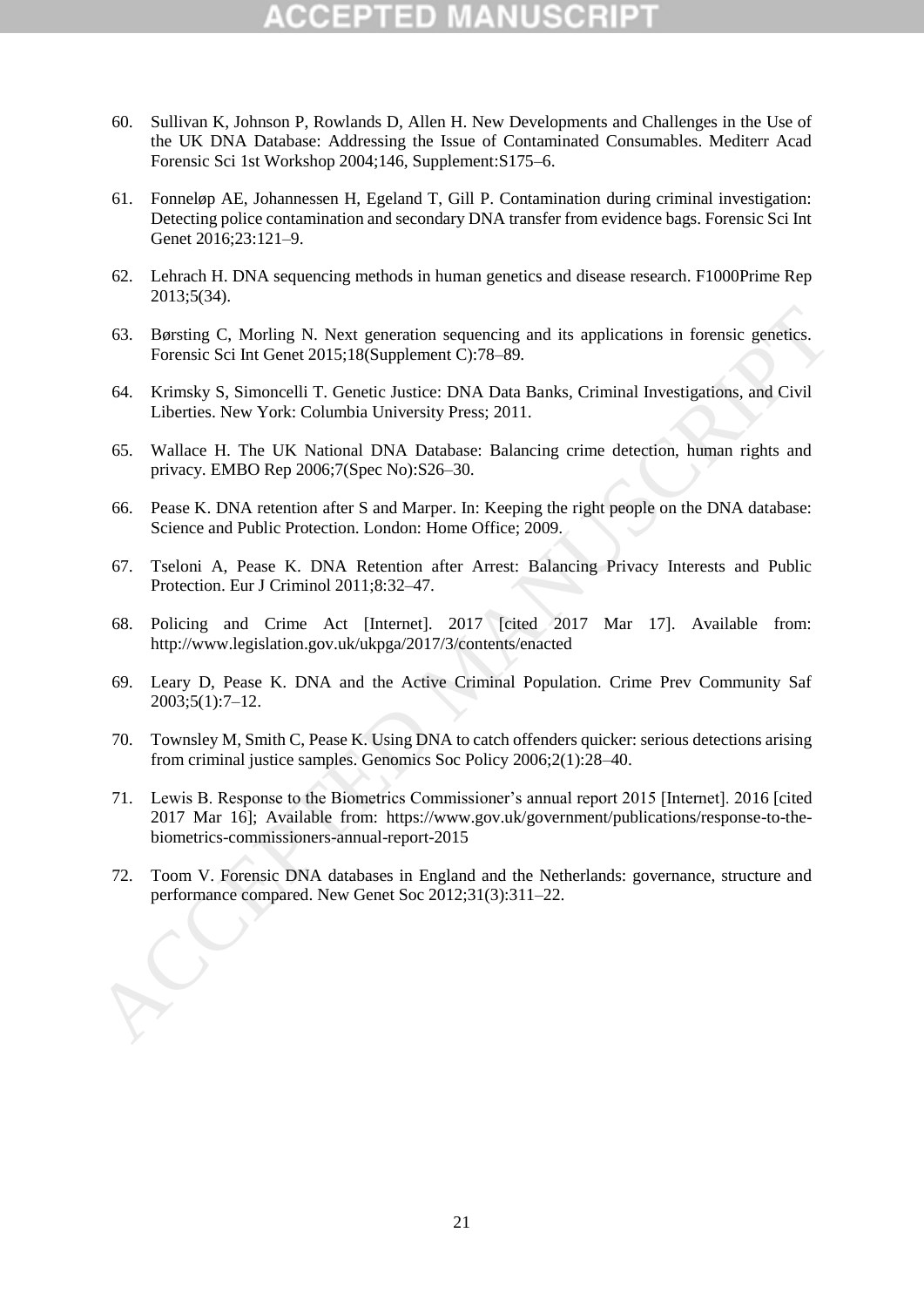60. Sullivan K, Johnson P, Rowlands D, Allen H. New Developments and Challenges in the Use of the UK DNA Database: Addressing the Issue of Contaminated Consumables. Mediterr Acad Forensic Sci 1st Workshop 2004;146, Supplement:S175–6.

61. Fonneløp AE, Johannessen H, Egeland T, Gill P. Contamination during criminal investigation: Detecting police contamination and secondary DNA transfer from evidence bags. Forensic Sci Int Genet 2016;23:121–9.

62. Lehrach H. DNA sequencing methods in human genetics and disease research. F1000Prime Rep 2013;5(34).

63. Børsting C, Morling N. Next generation sequencing and its applications in forensic genetics. Forensic Sci Int Genet 2015;18(Supplement C):78–89.

64. Krimsky S, Simoncelli T. Genetic Justice: DNA Data Banks, Criminal Investigations, and Civil Liberties. New York: Columbia University Press; 2011.

65. Wallace H. The UK National DNA Database: Balancing crime detection, human rights and privacy. EMBO Rep 2006;7(Spec No):S26–30.

66. Pease K. DNA retention after S and Marper. In: Keeping the right people on the DNA database: Science and Public Protection. London: Home Office; 2009.

67. Tseloni A, Pease K. DNA Retention after Arrest: Balancing Privacy Interests and Public Protection. Eur J Criminol 2011;8:32–47.

68. Policing and Crime Act [Internet]. 2017 [cited 2017 Mar 17]. Available from: http://www.legislation.gov.uk/ukpga/2017/3/contents/enacted

69. Leary D, Pease K. DNA and the Active Criminal Population. Crime Prev Community Saf 2003;5(1):7–12.

70. Townsley M, Smith C, Pease K. Using DNA to catch offenders quicker: serious detections arising from criminal justice samples. Genomics Soc Policy 2006;2(1):28–40.

71. Lewis B. Response to the Biometrics Commissioner's annual report 2015 [Internet]. 2016 [cited 2017 Mar 16]; Available from: https://www.gov.uk/government/publications/response-to-the-biometrics-commissioners-annual-report-2015

72. Toom V. Forensic DNA databases in England and the Netherlands: governance, structure and performance compared. New Genet Soc 2012;31(3):311–22.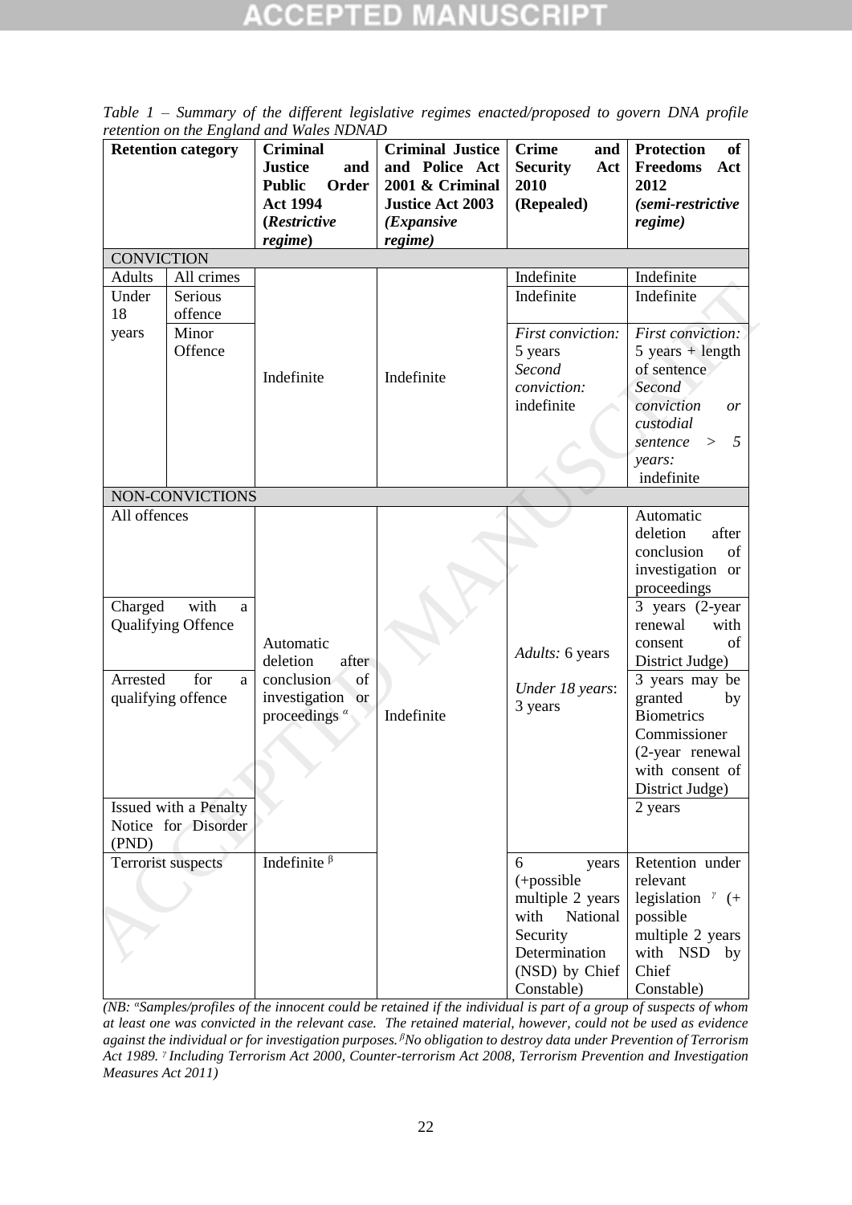*Table 1 – Summary of the different legislative regimes enacted/proposed to govern DNA profile retention on the England and Wales NDNAD*

| Retention category | | Criminal Justice and Public Order Act 1994 (*Restrictive regime*) | Criminal Justice and Police Act 2001 & Criminal Justice Act 2003 (*Expansive regime*) | Crime and Security Act 2010 (Repealed) | Protection of Freedoms Act 2012 (*semi-restrictive regime*) |
|---|---|---|---|---|---|
| CONVICTION | | | | | |
| Adults | All crimes | Indefinite | Indefinite | Indefinite | Indefinite |
| Under 18 years | Serious offence | | | Indefinite | Indefinite |
| | Minor Offence | | | *First conviction:* 5 years *Second conviction:* indefinite | *First conviction:* 5 years + length of sentence *Second conviction or custodial sentence > 5 years:* indefinite |
| NON-CONVICTIONS | | | | | |
| All offences | | Automatic deletion after conclusion of investigation or proceedings [α] | Indefinite | *Adults:* 6 years *Under 18 years*: 3 years | Automatic deletion after conclusion of investigation or proceedings |
| Charged with a Qualifying Offence | | | | | 3 years (2-year renewal with consent of District Judge) |
| Arrested for a qualifying offence | | | | | 3 years may be granted by Biometrics Commissioner (2-year renewal with consent of District Judge) |
| Issued with a Penalty Notice for Disorder (PND) | | | | | 2 years |
| Terrorist suspects | | Indefinite [β] | | 6 years (+possible multiple 2 years with National Security Determination (NSD) by Chief Constable) | Retention under relevant legislation [γ] (+ possible multiple 2 years with NSD by Chief Constable) |

*(NB: [α]Samples/profiles of the innocent could be retained if the individual is part of a group of suspects of whom at least one was convicted in the relevant case. The retained material, however, could not be used as evidence against the individual or for investigation purposes. [β]No obligation to destroy data under Prevention of Terrorism Act 1989. [γ] Including Terrorism Act 2000, Counter-terrorism Act 2008, Terrorism Prevention and Investigation Measures Act 2011)*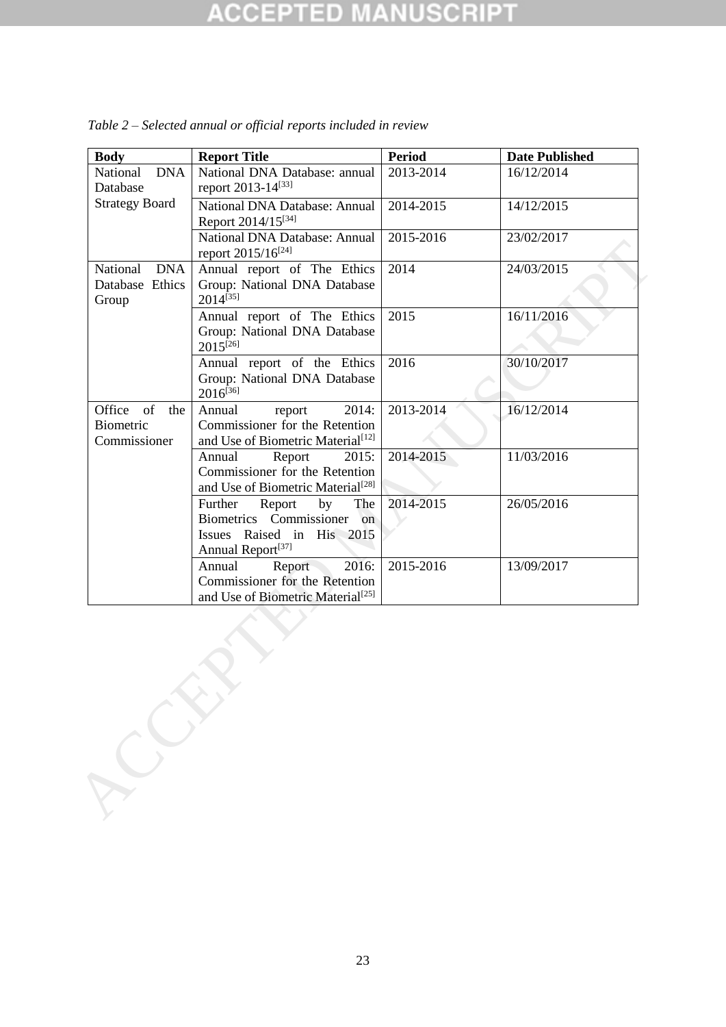*Table 2 – Selected annual or official reports included in review*

| Body | Report Title | Period | Date Published |
|---|---|---|---|
| National DNA Database Strategy Board | National DNA Database: annual report 2013-14[33] | 2013-2014 | 16/12/2014 |
| | National DNA Database: Annual Report 2014/15[34] | 2014-2015 | 14/12/2015 |
| | National DNA Database: Annual report 2015/16[24] | 2015-2016 | 23/02/2017 |
| National DNA Database Ethics Group | Annual report of The Ethics Group: National DNA Database 2014[35] | 2014 | 24/03/2015 |
| | Annual report of The Ethics Group: National DNA Database 2015[26] | 2015 | 16/11/2016 |
| | Annual report of the Ethics Group: National DNA Database 2016[36] | 2016 | 30/10/2017 |
| Office of the Biometric Commissioner | Annual report 2014: Commissioner for the Retention and Use of Biometric Material[12] | 2013-2014 | 16/12/2014 |
| | Annual Report 2015: Commissioner for the Retention and Use of Biometric Material[28] | 2014-2015 | 11/03/2016 |
| | Further Report by The Biometrics Commissioner on Issues Raised in His 2015 Annual Report[37] | 2014-2015 | 26/05/2016 |
| | Annual Report 2016: Commissioner for the Retention and Use of Biometric Material[25] | 2015-2016 | 13/09/2017 |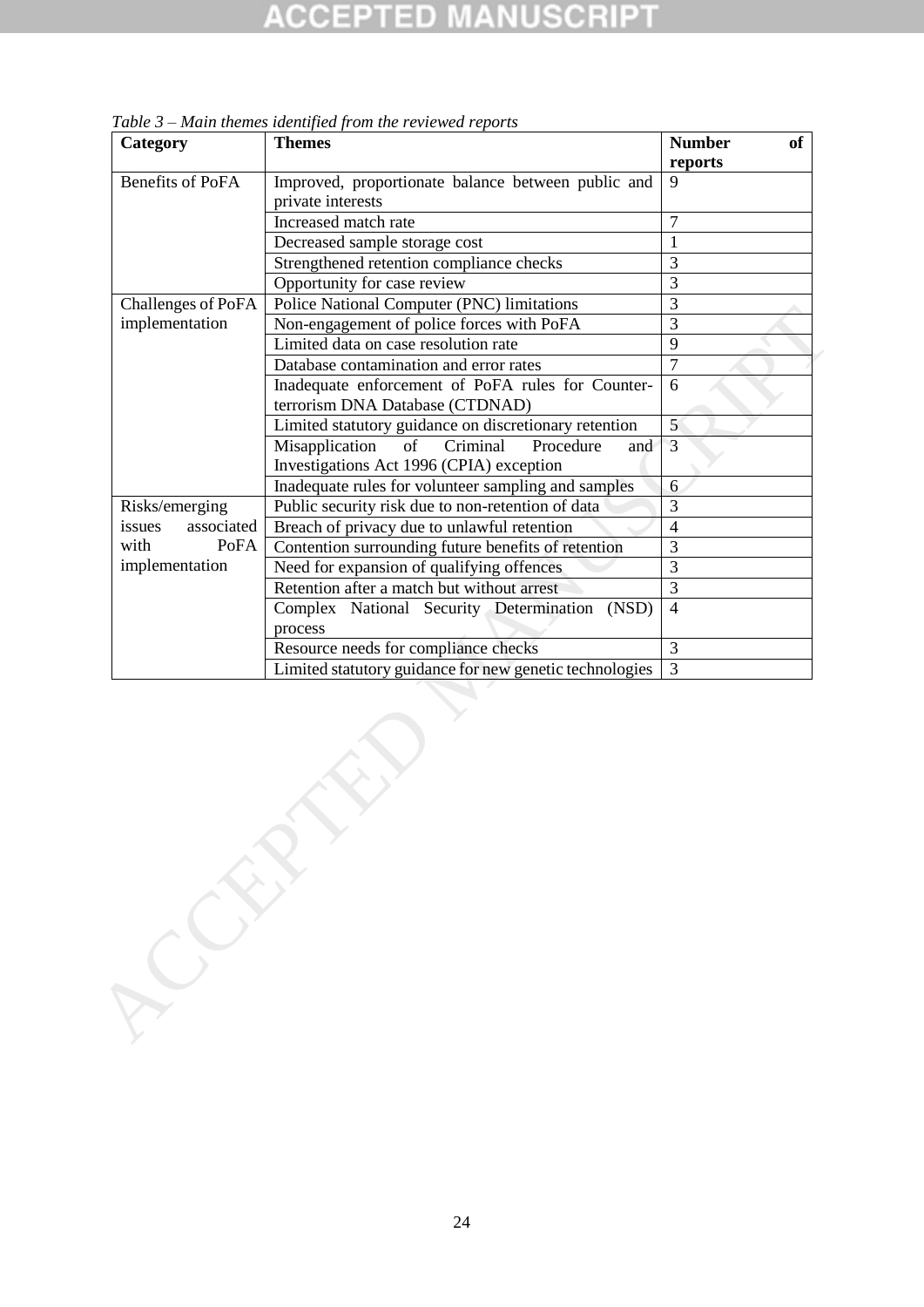*Table 3 – Main themes identified from the reviewed reports*

| Category | Themes | Number of reports |
|---|---|---|
| Benefits of PoFA | Improved, proportionate balance between public and private interests | 9 |
| | Increased match rate | 7 |
| | Decreased sample storage cost | 1 |
| | Strengthened retention compliance checks | 3 |
| | Opportunity for case review | 3 |
| Challenges of PoFA implementation | Police National Computer (PNC) limitations | 3 |
| | Non-engagement of police forces with PoFA | 3 |
| | Limited data on case resolution rate | 9 |
| | Database contamination and error rates | 7 |
| | Inadequate enforcement of PoFA rules for Counter-terrorism DNA Database (CTDNAD) | 6 |
| | Limited statutory guidance on discretionary retention | 5 |
| | Misapplication of Criminal Procedure and Investigations Act 1996 (CPIA) exception | 3 |
| | Inadequate rules for volunteer sampling and samples | 6 |
| Risks/emerging issues associated with PoFA implementation | Public security risk due to non-retention of data | 3 |
| | Breach of privacy due to unlawful retention | 4 |
| | Contention surrounding future benefits of retention | 3 |
| | Need for expansion of qualifying offences | 3 |
| | Retention after a match but without arrest | 3 |
| | Complex National Security Determination (NSD) process | 4 |
| | Resource needs for compliance checks | 3 |
| | Limited statutory guidance for new genetic technologies | 3 |